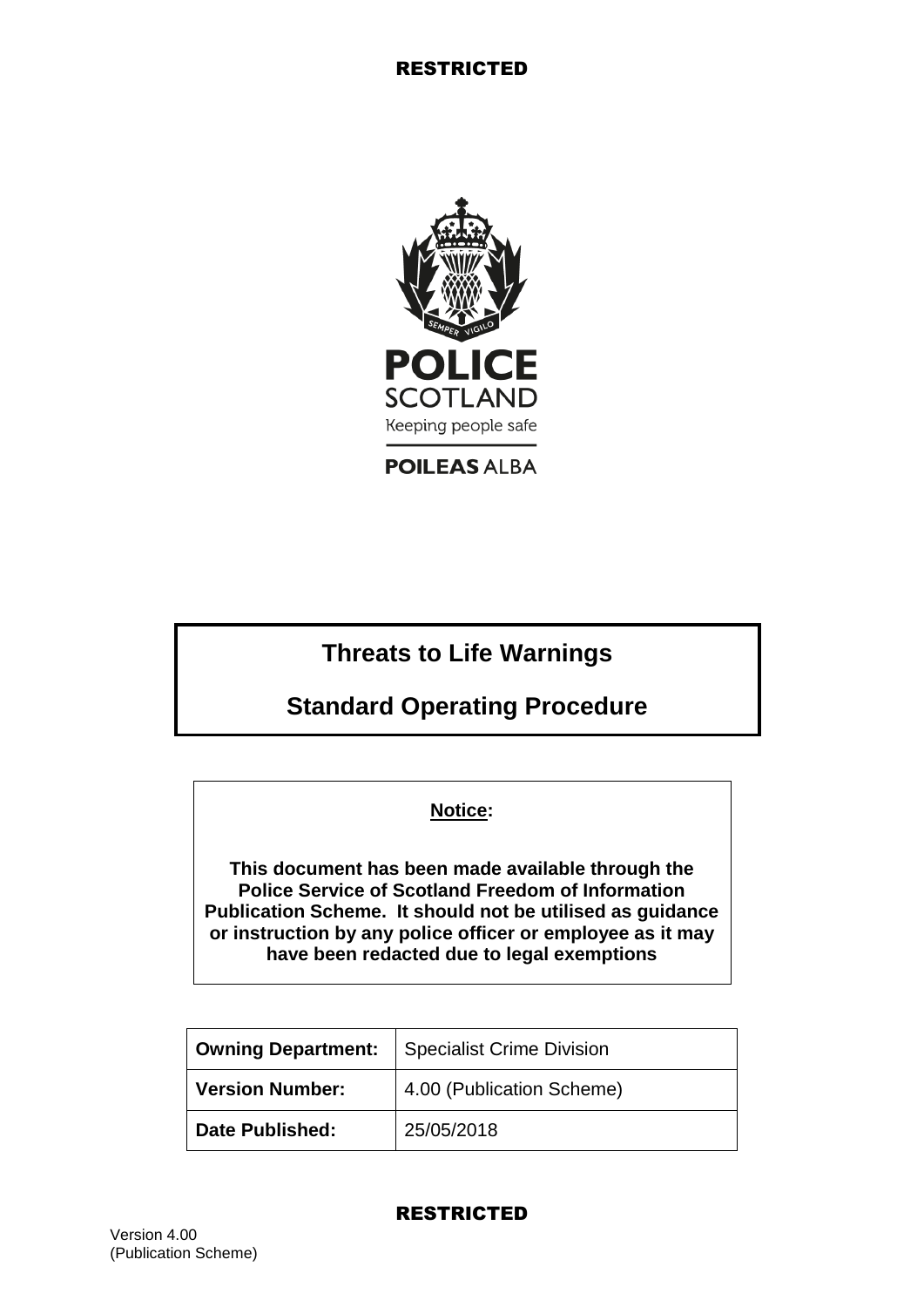RESTRICTED

POLICE SCOTLAND

Keeping people safe

POILEAS ALBA

# Threats to Life Warnings

# Standard Operating Procedure

**Notice:**

**This document has been made available through the Police Service of Scotland Freedom of Information Publication Scheme. It should not be utilised as guidance or instruction by any police officer or employee as it may have been redacted due to legal exemptions**

| **Owning Department:** | Specialist Crime Division |
| --- | --- |
| **Version Number:** | 4.00 (Publication Scheme) |
| **Date Published:** | 25/05/2018 |

RESTRICTED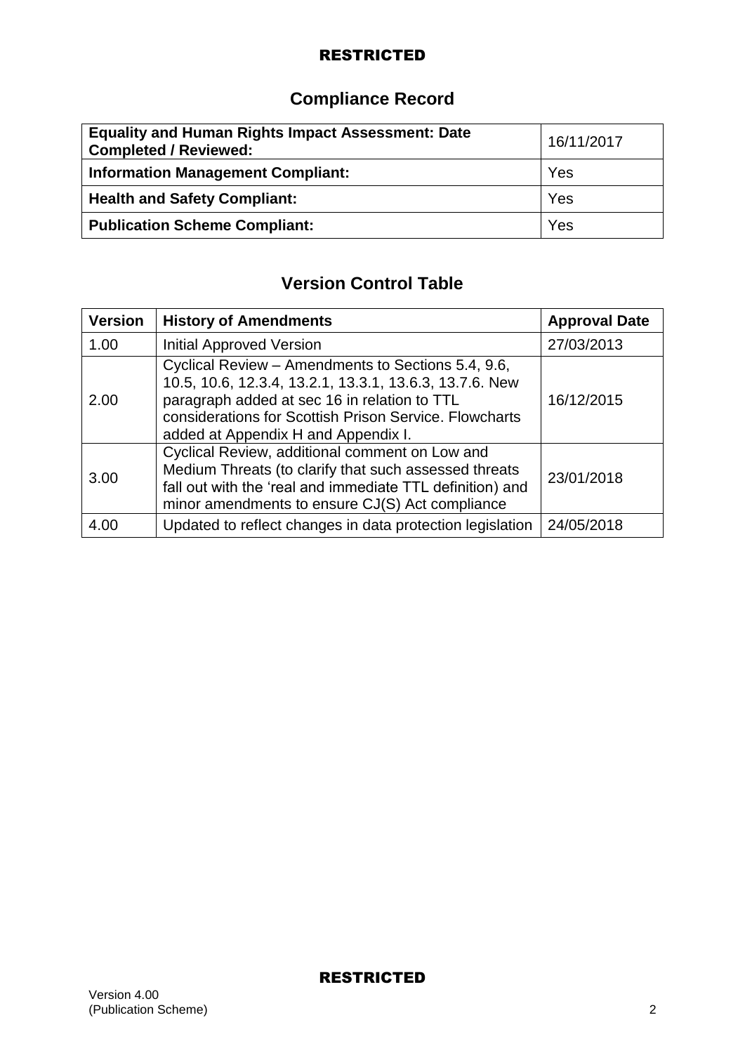## Compliance Record

| Equality and Human Rights Impact Assessment: Date Completed / Reviewed: | 16/11/2017 |
|---|---|
| **Information Management Compliant:** | Yes |
| **Health and Safety Compliant:** | Yes |
| **Publication Scheme Compliant:** | Yes |

## Version Control Table

| Version | History of Amendments | Approval Date |
|---|---|---|
| 1.00 | Initial Approved Version | 27/03/2013 |
| 2.00 | Cyclical Review – Amendments to Sections 5.4, 9.6, 10.5, 10.6, 12.3.4, 13.2.1, 13.3.1, 13.6.3, 13.7.6. New paragraph added at sec 16 in relation to TTL considerations for Scottish Prison Service. Flowcharts added at Appendix H and Appendix I. | 16/12/2015 |
| 3.00 | Cyclical Review, additional comment on Low and Medium Threats (to clarify that such assessed threats fall out with the 'real and immediate TTL definition) and minor amendments to ensure CJ(S) Act compliance | 23/01/2018 |
| 4.00 | Updated to reflect changes in data protection legislation | 24/05/2018 |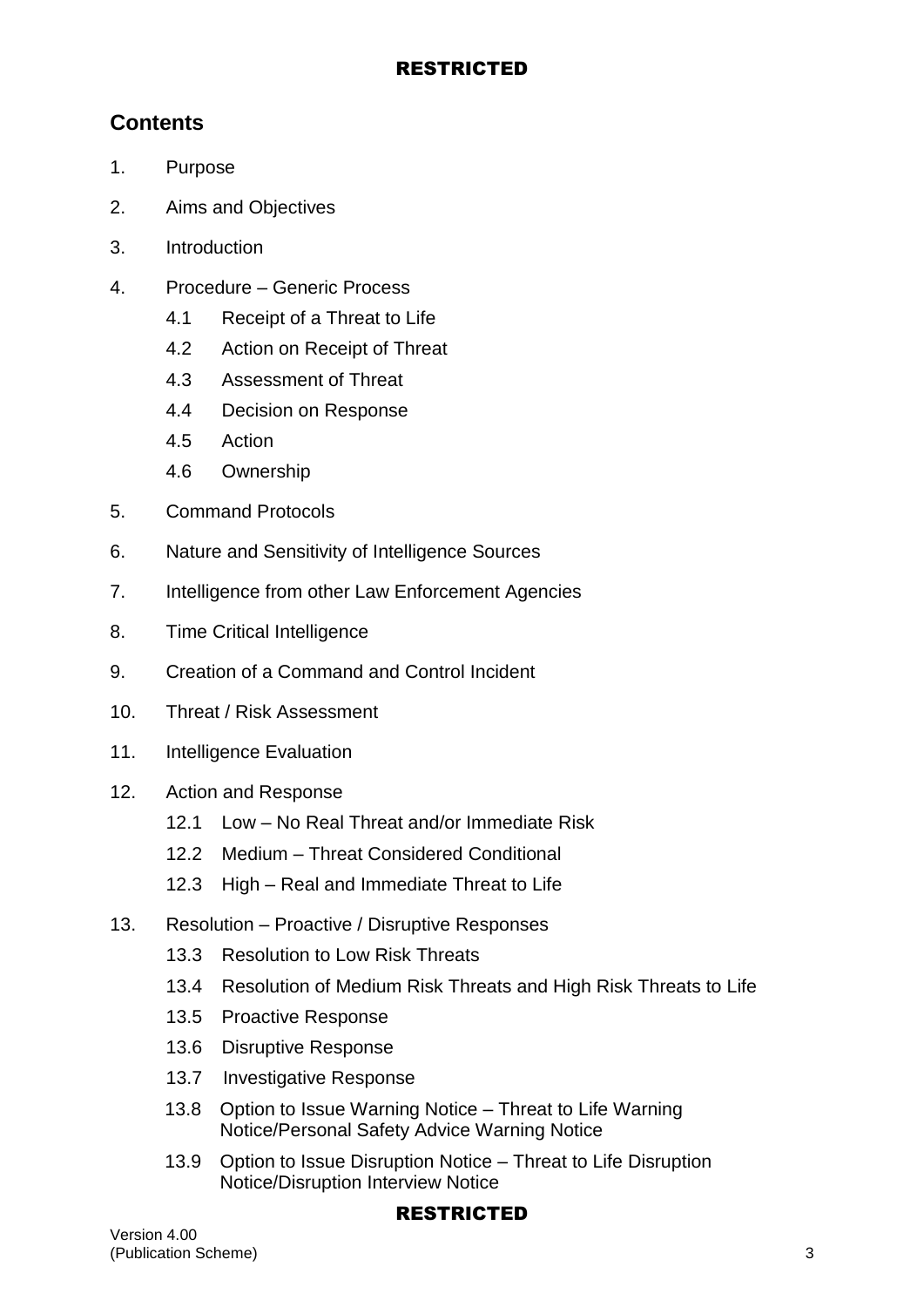## Contents

1. Purpose
2. Aims and Objectives
3. Introduction
4. Procedure – Generic Process
   - 4.1 Receipt of a Threat to Life
   - 4.2 Action on Receipt of Threat
   - 4.3 Assessment of Threat
   - 4.4 Decision on Response
   - 4.5 Action
   - 4.6 Ownership
5. Command Protocols
6. Nature and Sensitivity of Intelligence Sources
7. Intelligence from other Law Enforcement Agencies
8. Time Critical Intelligence
9. Creation of a Command and Control Incident
10. Threat / Risk Assessment
11. Intelligence Evaluation
12. Action and Response
    - 12.1 Low – No Real Threat and/or Immediate Risk
    - 12.2 Medium – Threat Considered Conditional
    - 12.3 High – Real and Immediate Threat to Life
13. Resolution – Proactive / Disruptive Responses
    - 13.3 Resolution to Low Risk Threats
    - 13.4 Resolution of Medium Risk Threats and High Risk Threats to Life
    - 13.5 Proactive Response
    - 13.6 Disruptive Response
    - 13.7 Investigative Response
    - 13.8 Option to Issue Warning Notice – Threat to Life Warning Notice/Personal Safety Advice Warning Notice
    - 13.9 Option to Issue Disruption Notice – Threat to Life Disruption Notice/Disruption Interview Notice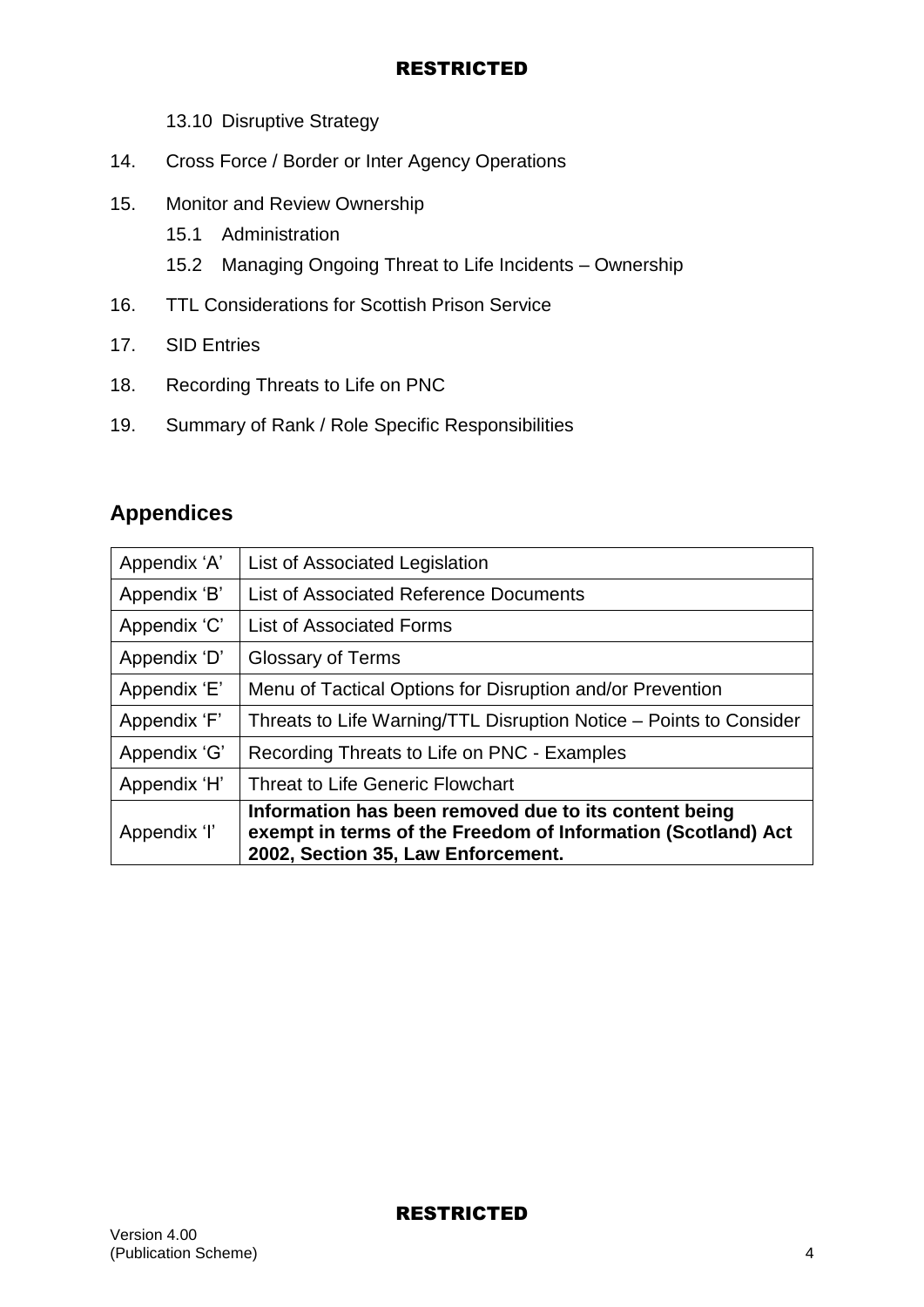13.10 Disruptive Strategy

14. Cross Force / Border or Inter Agency Operations

15. Monitor and Review Ownership
    - 15.1 Administration
    - 15.2 Managing Ongoing Threat to Life Incidents – Ownership

16. TTL Considerations for Scottish Prison Service

17. SID Entries

18. Recording Threats to Life on PNC

19. Summary of Rank / Role Specific Responsibilities

## Appendices

| Appendix | Title |
|---|---|
| Appendix 'A' | List of Associated Legislation |
| Appendix 'B' | List of Associated Reference Documents |
| Appendix 'C' | List of Associated Forms |
| Appendix 'D' | Glossary of Terms |
| Appendix 'E' | Menu of Tactical Options for Disruption and/or Prevention |
| Appendix 'F' | Threats to Life Warning/TTL Disruption Notice – Points to Consider |
| Appendix 'G' | Recording Threats to Life on PNC - Examples |
| Appendix 'H' | Threat to Life Generic Flowchart |
| Appendix 'I' | **Information has been removed due to its content being exempt in terms of the Freedom of Information (Scotland) Act 2002, Section 35, Law Enforcement.** |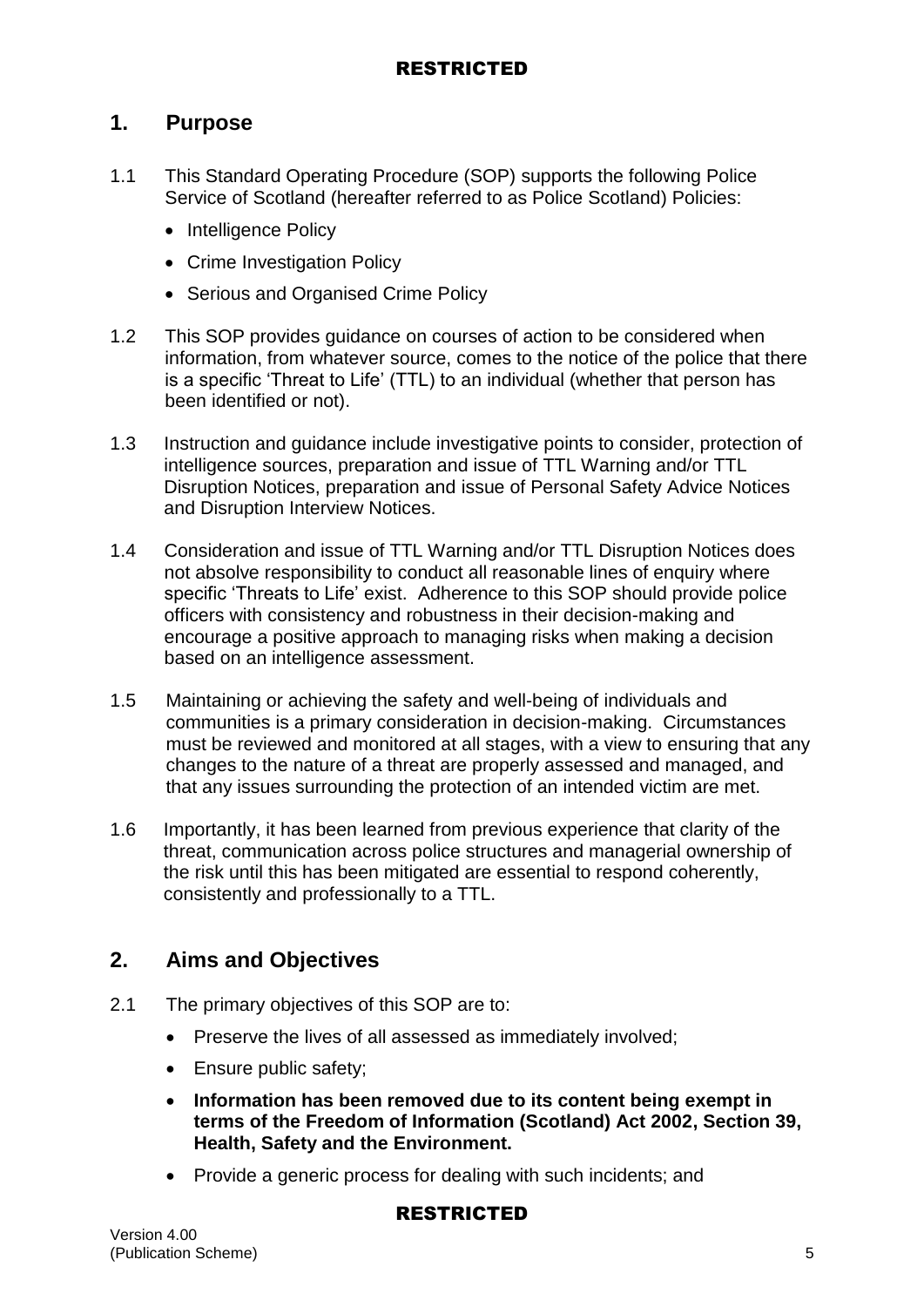## 1. Purpose

1.1 This Standard Operating Procedure (SOP) supports the following Police Service of Scotland (hereafter referred to as Police Scotland) Policies:

- Intelligence Policy
- Crime Investigation Policy
- Serious and Organised Crime Policy

1.2 This SOP provides guidance on courses of action to be considered when information, from whatever source, comes to the notice of the police that there is a specific 'Threat to Life' (TTL) to an individual (whether that person has been identified or not).

1.3 Instruction and guidance include investigative points to consider, protection of intelligence sources, preparation and issue of TTL Warning and/or TTL Disruption Notices, preparation and issue of Personal Safety Advice Notices and Disruption Interview Notices.

1.4 Consideration and issue of TTL Warning and/or TTL Disruption Notices does not absolve responsibility to conduct all reasonable lines of enquiry where specific 'Threats to Life' exist. Adherence to this SOP should provide police officers with consistency and robustness in their decision-making and encourage a positive approach to managing risks when making a decision based on an intelligence assessment.

1.5 Maintaining or achieving the safety and well-being of individuals and communities is a primary consideration in decision-making. Circumstances must be reviewed and monitored at all stages, with a view to ensuring that any changes to the nature of a threat are properly assessed and managed, and that any issues surrounding the protection of an intended victim are met.

1.6 Importantly, it has been learned from previous experience that clarity of the threat, communication across police structures and managerial ownership of the risk until this has been mitigated are essential to respond coherently, consistently and professionally to a TTL.

## 2. Aims and Objectives

2.1 The primary objectives of this SOP are to:

- Preserve the lives of all assessed as immediately involved;
- Ensure public safety;
- **Information has been removed due to its content being exempt in terms of the Freedom of Information (Scotland) Act 2002, Section 39, Health, Safety and the Environment.**
- Provide a generic process for dealing with such incidents; and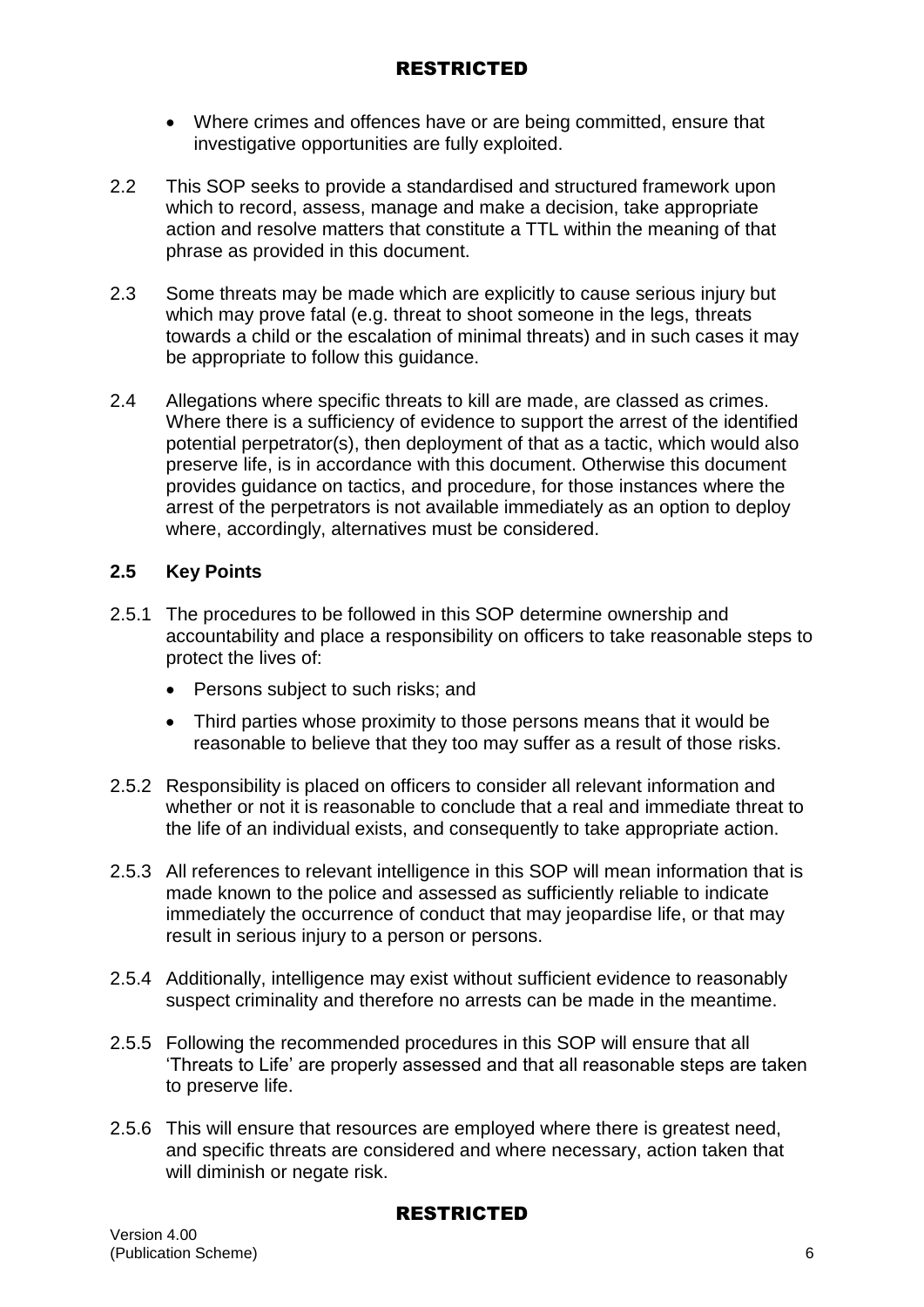- Where crimes and offences have or are being committed, ensure that investigative opportunities are fully exploited.

2.2 This SOP seeks to provide a standardised and structured framework upon which to record, assess, manage and make a decision, take appropriate action and resolve matters that constitute a TTL within the meaning of that phrase as provided in this document.

2.3 Some threats may be made which are explicitly to cause serious injury but which may prove fatal (e.g. threat to shoot someone in the legs, threats towards a child or the escalation of minimal threats) and in such cases it may be appropriate to follow this guidance.

2.4 Allegations where specific threats to kill are made, are classed as crimes. Where there is a sufficiency of evidence to support the arrest of the identified potential perpetrator(s), then deployment of that as a tactic, which would also preserve life, is in accordance with this document. Otherwise this document provides guidance on tactics, and procedure, for those instances where the arrest of the perpetrators is not available immediately as an option to deploy where, accordingly, alternatives must be considered.

### 2.5 Key Points

2.5.1 The procedures to be followed in this SOP determine ownership and accountability and place a responsibility on officers to take reasonable steps to protect the lives of:

- Persons subject to such risks; and
- Third parties whose proximity to those persons means that it would be reasonable to believe that they too may suffer as a result of those risks.

2.5.2 Responsibility is placed on officers to consider all relevant information and whether or not it is reasonable to conclude that a real and immediate threat to the life of an individual exists, and consequently to take appropriate action.

2.5.3 All references to relevant intelligence in this SOP will mean information that is made known to the police and assessed as sufficiently reliable to indicate immediately the occurrence of conduct that may jeopardise life, or that may result in serious injury to a person or persons.

2.5.4 Additionally, intelligence may exist without sufficient evidence to reasonably suspect criminality and therefore no arrests can be made in the meantime.

2.5.5 Following the recommended procedures in this SOP will ensure that all 'Threats to Life' are properly assessed and that all reasonable steps are taken to preserve life.

2.5.6 This will ensure that resources are employed where there is greatest need, and specific threats are considered and where necessary, action taken that will diminish or negate risk.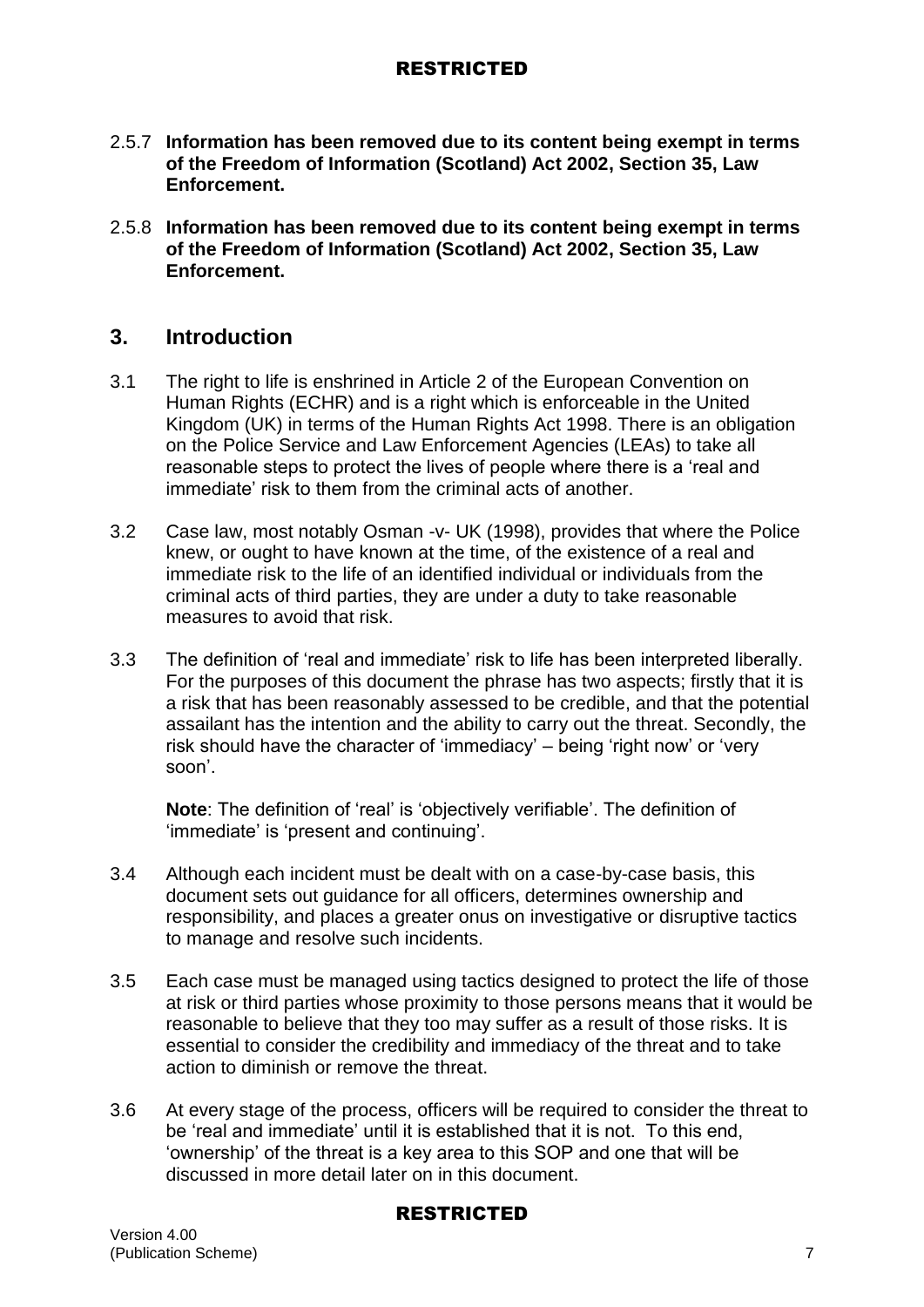2.5.7 **Information has been removed due to its content being exempt in terms of the Freedom of Information (Scotland) Act 2002, Section 35, Law Enforcement.**

2.5.8 **Information has been removed due to its content being exempt in terms of the Freedom of Information (Scotland) Act 2002, Section 35, Law Enforcement.**

## 3. Introduction

3.1 The right to life is enshrined in Article 2 of the European Convention on Human Rights (ECHR) and is a right which is enforceable in the United Kingdom (UK) in terms of the Human Rights Act 1998. There is an obligation on the Police Service and Law Enforcement Agencies (LEAs) to take all reasonable steps to protect the lives of people where there is a 'real and immediate' risk to them from the criminal acts of another.

3.2 Case law, most notably Osman -v- UK (1998), provides that where the Police knew, or ought to have known at the time, of the existence of a real and immediate risk to the life of an identified individual or individuals from the criminal acts of third parties, they are under a duty to take reasonable measures to avoid that risk.

3.3 The definition of 'real and immediate' risk to life has been interpreted liberally. For the purposes of this document the phrase has two aspects; firstly that it is a risk that has been reasonably assessed to be credible, and that the potential assailant has the intention and the ability to carry out the threat. Secondly, the risk should have the character of 'immediacy' – being 'right now' or 'very soon'.

**Note**: The definition of 'real' is 'objectively verifiable'. The definition of 'immediate' is 'present and continuing'.

3.4 Although each incident must be dealt with on a case-by-case basis, this document sets out guidance for all officers, determines ownership and responsibility, and places a greater onus on investigative or disruptive tactics to manage and resolve such incidents.

3.5 Each case must be managed using tactics designed to protect the life of those at risk or third parties whose proximity to those persons means that it would be reasonable to believe that they too may suffer as a result of those risks. It is essential to consider the credibility and immediacy of the threat and to take action to diminish or remove the threat.

3.6 At every stage of the process, officers will be required to consider the threat to be 'real and immediate' until it is established that it is not. To this end, 'ownership' of the threat is a key area to this SOP and one that will be discussed in more detail later on in this document.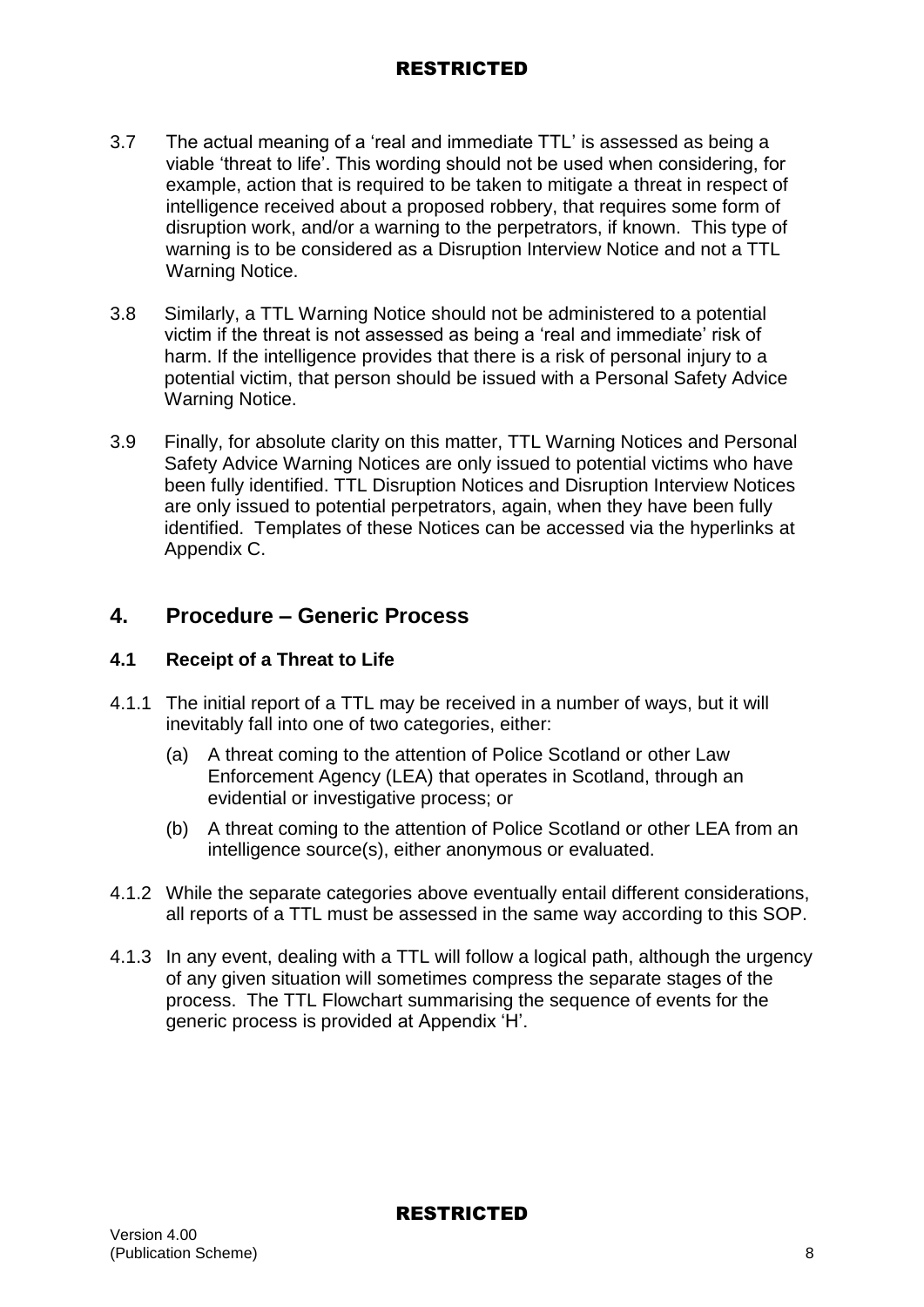3.7 The actual meaning of a 'real and immediate TTL' is assessed as being a viable 'threat to life'. This wording should not be used when considering, for example, action that is required to be taken to mitigate a threat in respect of intelligence received about a proposed robbery, that requires some form of disruption work, and/or a warning to the perpetrators, if known. This type of warning is to be considered as a Disruption Interview Notice and not a TTL Warning Notice.

3.8 Similarly, a TTL Warning Notice should not be administered to a potential victim if the threat is not assessed as being a 'real and immediate' risk of harm. If the intelligence provides that there is a risk of personal injury to a potential victim, that person should be issued with a Personal Safety Advice Warning Notice.

3.9 Finally, for absolute clarity on this matter, TTL Warning Notices and Personal Safety Advice Warning Notices are only issued to potential victims who have been fully identified. TTL Disruption Notices and Disruption Interview Notices are only issued to potential perpetrators, again, when they have been fully identified. Templates of these Notices can be accessed via the hyperlinks at Appendix C.

## 4. Procedure – Generic Process

### 4.1 Receipt of a Threat to Life

4.1.1 The initial report of a TTL may be received in a number of ways, but it will inevitably fall into one of two categories, either:

(a) A threat coming to the attention of Police Scotland or other Law Enforcement Agency (LEA) that operates in Scotland, through an evidential or investigative process; or

(b) A threat coming to the attention of Police Scotland or other LEA from an intelligence source(s), either anonymous or evaluated.

4.1.2 While the separate categories above eventually entail different considerations, all reports of a TTL must be assessed in the same way according to this SOP.

4.1.3 In any event, dealing with a TTL will follow a logical path, although the urgency of any given situation will sometimes compress the separate stages of the process. The TTL Flowchart summarising the sequence of events for the generic process is provided at Appendix 'H'.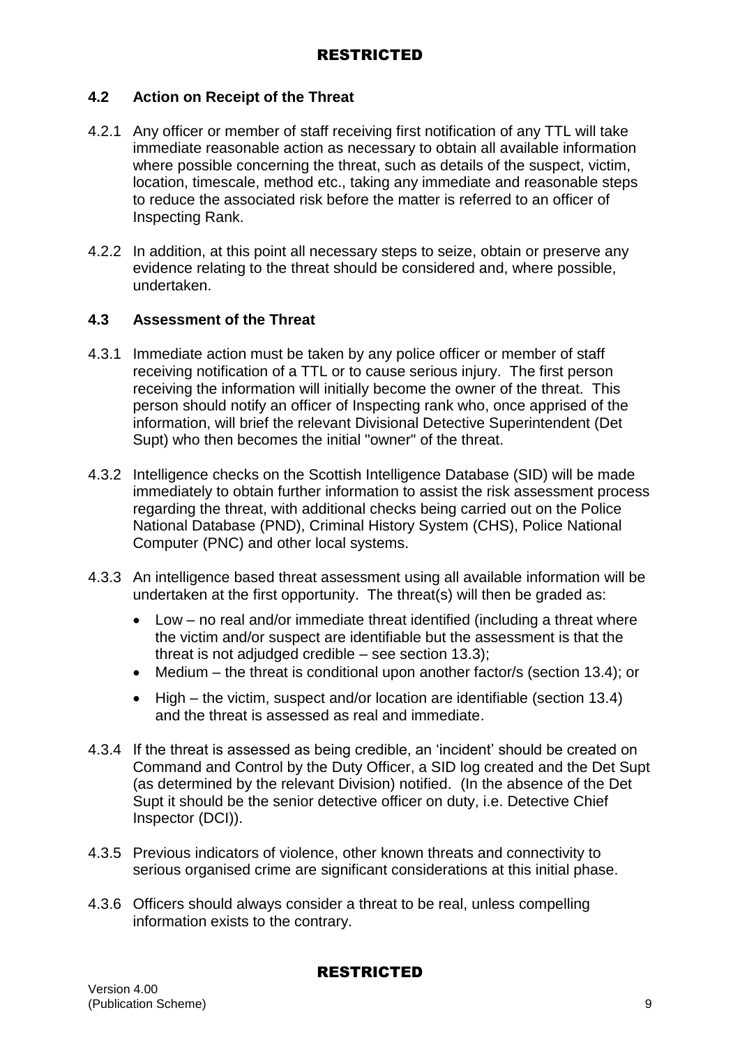### 4.2 Action on Receipt of the Threat

4.2.1 Any officer or member of staff receiving first notification of any TTL will take immediate reasonable action as necessary to obtain all available information where possible concerning the threat, such as details of the suspect, victim, location, timescale, method etc., taking any immediate and reasonable steps to reduce the associated risk before the matter is referred to an officer of Inspecting Rank.

4.2.2 In addition, at this point all necessary steps to seize, obtain or preserve any evidence relating to the threat should be considered and, where possible, undertaken.

### 4.3 Assessment of the Threat

4.3.1 Immediate action must be taken by any police officer or member of staff receiving notification of a TTL or to cause serious injury. The first person receiving the information will initially become the owner of the threat. This person should notify an officer of Inspecting rank who, once apprised of the information, will brief the relevant Divisional Detective Superintendent (Det Supt) who then becomes the initial "owner" of the threat.

4.3.2 Intelligence checks on the Scottish Intelligence Database (SID) will be made immediately to obtain further information to assist the risk assessment process regarding the threat, with additional checks being carried out on the Police National Database (PND), Criminal History System (CHS), Police National Computer (PNC) and other local systems.

4.3.3 An intelligence based threat assessment using all available information will be undertaken at the first opportunity. The threat(s) will then be graded as:

- Low – no real and/or immediate threat identified (including a threat where the victim and/or suspect are identifiable but the assessment is that the threat is not adjudged credible – see section 13.3);
- Medium – the threat is conditional upon another factor/s (section 13.4); or
- High – the victim, suspect and/or location are identifiable (section 13.4) and the threat is assessed as real and immediate.

4.3.4 If the threat is assessed as being credible, an 'incident' should be created on Command and Control by the Duty Officer, a SID log created and the Det Supt (as determined by the relevant Division) notified. (In the absence of the Det Supt it should be the senior detective officer on duty, i.e. Detective Chief Inspector (DCI)).

4.3.5 Previous indicators of violence, other known threats and connectivity to serious organised crime are significant considerations at this initial phase.

4.3.6 Officers should always consider a threat to be real, unless compelling information exists to the contrary.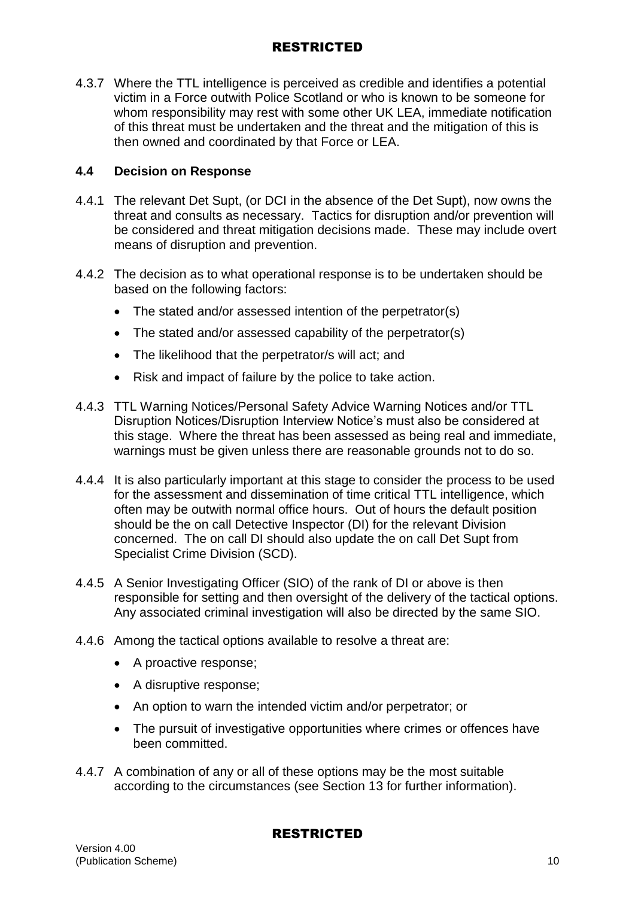4.3.7 Where the TTL intelligence is perceived as credible and identifies a potential victim in a Force outwith Police Scotland or who is known to be someone for whom responsibility may rest with some other UK LEA, immediate notification of this threat must be undertaken and the threat and the mitigation of this is then owned and coordinated by that Force or LEA.

### 4.4 Decision on Response

4.4.1 The relevant Det Supt, (or DCI in the absence of the Det Supt), now owns the threat and consults as necessary. Tactics for disruption and/or prevention will be considered and threat mitigation decisions made. These may include overt means of disruption and prevention.

4.4.2 The decision as to what operational response is to be undertaken should be based on the following factors:

- The stated and/or assessed intention of the perpetrator(s)
- The stated and/or assessed capability of the perpetrator(s)
- The likelihood that the perpetrator/s will act; and
- Risk and impact of failure by the police to take action.

4.4.3 TTL Warning Notices/Personal Safety Advice Warning Notices and/or TTL Disruption Notices/Disruption Interview Notice's must also be considered at this stage. Where the threat has been assessed as being real and immediate, warnings must be given unless there are reasonable grounds not to do so.

4.4.4 It is also particularly important at this stage to consider the process to be used for the assessment and dissemination of time critical TTL intelligence, which often may be outwith normal office hours. Out of hours the default position should be the on call Detective Inspector (DI) for the relevant Division concerned. The on call DI should also update the on call Det Supt from Specialist Crime Division (SCD).

4.4.5 A Senior Investigating Officer (SIO) of the rank of DI or above is then responsible for setting and then oversight of the delivery of the tactical options. Any associated criminal investigation will also be directed by the same SIO.

4.4.6 Among the tactical options available to resolve a threat are:

- A proactive response;
- A disruptive response;
- An option to warn the intended victim and/or perpetrator; or
- The pursuit of investigative opportunities where crimes or offences have been committed.

4.4.7 A combination of any or all of these options may be the most suitable according to the circumstances (see Section 13 for further information).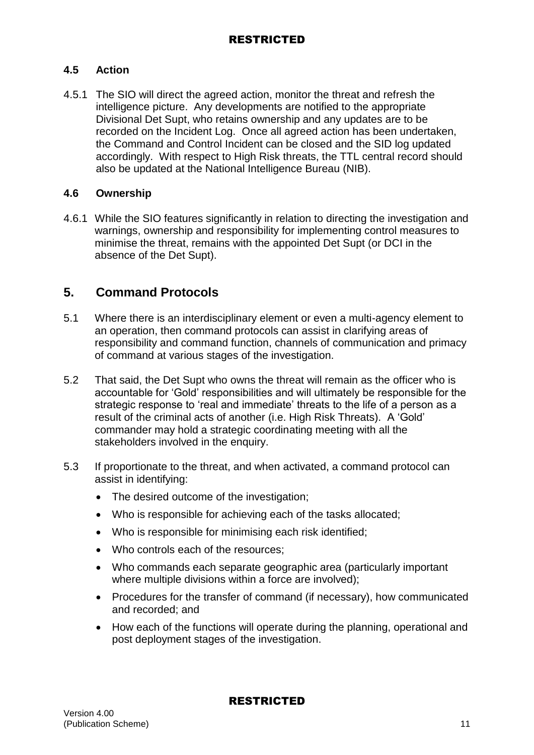### 4.5 Action

4.5.1 The SIO will direct the agreed action, monitor the threat and refresh the intelligence picture. Any developments are notified to the appropriate Divisional Det Supt, who retains ownership and any updates are to be recorded on the Incident Log. Once all agreed action has been undertaken, the Command and Control Incident can be closed and the SID log updated accordingly. With respect to High Risk threats, the TTL central record should also be updated at the National Intelligence Bureau (NIB).

### 4.6 Ownership

4.6.1 While the SIO features significantly in relation to directing the investigation and warnings, ownership and responsibility for implementing control measures to minimise the threat, remains with the appointed Det Supt (or DCI in the absence of the Det Supt).

## 5. Command Protocols

5.1 Where there is an interdisciplinary element or even a multi-agency element to an operation, then command protocols can assist in clarifying areas of responsibility and command function, channels of communication and primacy of command at various stages of the investigation.

5.2 That said, the Det Supt who owns the threat will remain as the officer who is accountable for 'Gold' responsibilities and will ultimately be responsible for the strategic response to 'real and immediate' threats to the life of a person as a result of the criminal acts of another (i.e. High Risk Threats). A 'Gold' commander may hold a strategic coordinating meeting with all the stakeholders involved in the enquiry.

5.3 If proportionate to the threat, and when activated, a command protocol can assist in identifying:

- The desired outcome of the investigation;
- Who is responsible for achieving each of the tasks allocated;
- Who is responsible for minimising each risk identified;
- Who controls each of the resources;
- Who commands each separate geographic area (particularly important where multiple divisions within a force are involved);
- Procedures for the transfer of command (if necessary), how communicated and recorded; and
- How each of the functions will operate during the planning, operational and post deployment stages of the investigation.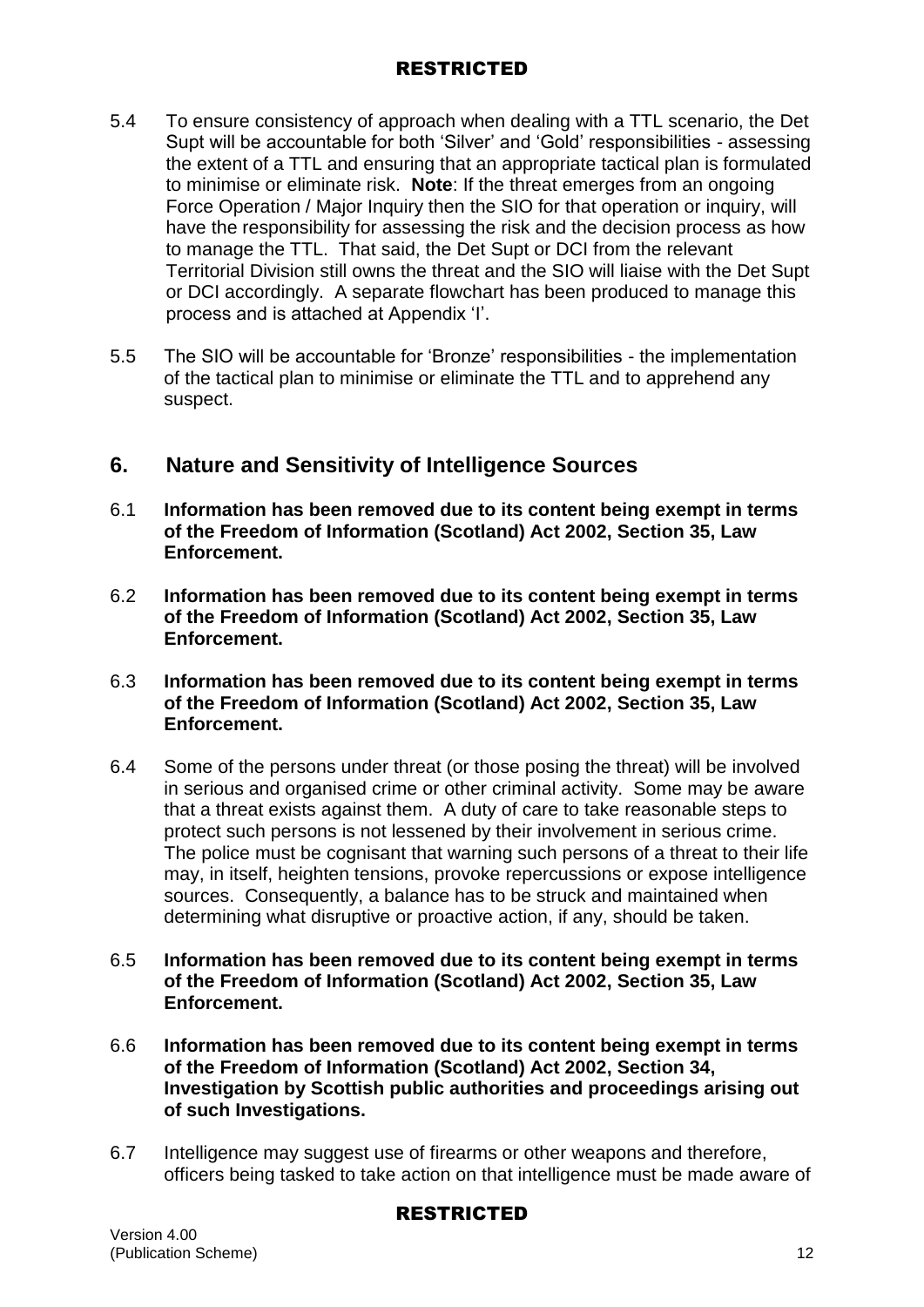5.4 To ensure consistency of approach when dealing with a TTL scenario, the Det Supt will be accountable for both 'Silver' and 'Gold' responsibilities - assessing the extent of a TTL and ensuring that an appropriate tactical plan is formulated to minimise or eliminate risk. **Note**: If the threat emerges from an ongoing Force Operation / Major Inquiry then the SIO for that operation or inquiry, will have the responsibility for assessing the risk and the decision process as how to manage the TTL. That said, the Det Supt or DCI from the relevant Territorial Division still owns the threat and the SIO will liaise with the Det Supt or DCI accordingly. A separate flowchart has been produced to manage this process and is attached at Appendix 'I'.

5.5 The SIO will be accountable for 'Bronze' responsibilities - the implementation of the tactical plan to minimise or eliminate the TTL and to apprehend any suspect.

## 6. Nature and Sensitivity of Intelligence Sources

6.1 **Information has been removed due to its content being exempt in terms of the Freedom of Information (Scotland) Act 2002, Section 35, Law Enforcement.**

6.2 **Information has been removed due to its content being exempt in terms of the Freedom of Information (Scotland) Act 2002, Section 35, Law Enforcement.**

6.3 **Information has been removed due to its content being exempt in terms of the Freedom of Information (Scotland) Act 2002, Section 35, Law Enforcement.**

6.4 Some of the persons under threat (or those posing the threat) will be involved in serious and organised crime or other criminal activity. Some may be aware that a threat exists against them. A duty of care to take reasonable steps to protect such persons is not lessened by their involvement in serious crime. The police must be cognisant that warning such persons of a threat to their life may, in itself, heighten tensions, provoke repercussions or expose intelligence sources. Consequently, a balance has to be struck and maintained when determining what disruptive or proactive action, if any, should be taken.

6.5 **Information has been removed due to its content being exempt in terms of the Freedom of Information (Scotland) Act 2002, Section 35, Law Enforcement.**

6.6 **Information has been removed due to its content being exempt in terms of the Freedom of Information (Scotland) Act 2002, Section 34, Investigation by Scottish public authorities and proceedings arising out of such Investigations.**

6.7 Intelligence may suggest use of firearms or other weapons and therefore, officers being tasked to take action on that intelligence must be made aware of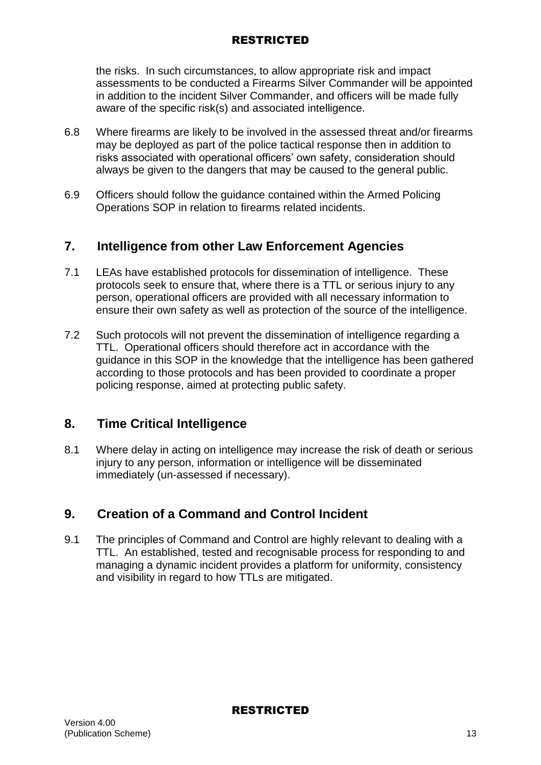the risks. In such circumstances, to allow appropriate risk and impact assessments to be conducted a Firearms Silver Commander will be appointed in addition to the incident Silver Commander, and officers will be made fully aware of the specific risk(s) and associated intelligence.

6.8 Where firearms are likely to be involved in the assessed threat and/or firearms may be deployed as part of the police tactical response then in addition to risks associated with operational officers' own safety, consideration should always be given to the dangers that may be caused to the general public.

6.9 Officers should follow the guidance contained within the Armed Policing Operations SOP in relation to firearms related incidents.

## 7. Intelligence from other Law Enforcement Agencies

7.1 LEAs have established protocols for dissemination of intelligence. These protocols seek to ensure that, where there is a TTL or serious injury to any person, operational officers are provided with all necessary information to ensure their own safety as well as protection of the source of the intelligence.

7.2 Such protocols will not prevent the dissemination of intelligence regarding a TTL. Operational officers should therefore act in accordance with the guidance in this SOP in the knowledge that the intelligence has been gathered according to those protocols and has been provided to coordinate a proper policing response, aimed at protecting public safety.

## 8. Time Critical Intelligence

8.1 Where delay in acting on intelligence may increase the risk of death or serious injury to any person, information or intelligence will be disseminated immediately (un-assessed if necessary).

## 9. Creation of a Command and Control Incident

9.1 The principles of Command and Control are highly relevant to dealing with a TTL. An established, tested and recognisable process for responding to and managing a dynamic incident provides a platform for uniformity, consistency and visibility in regard to how TTLs are mitigated.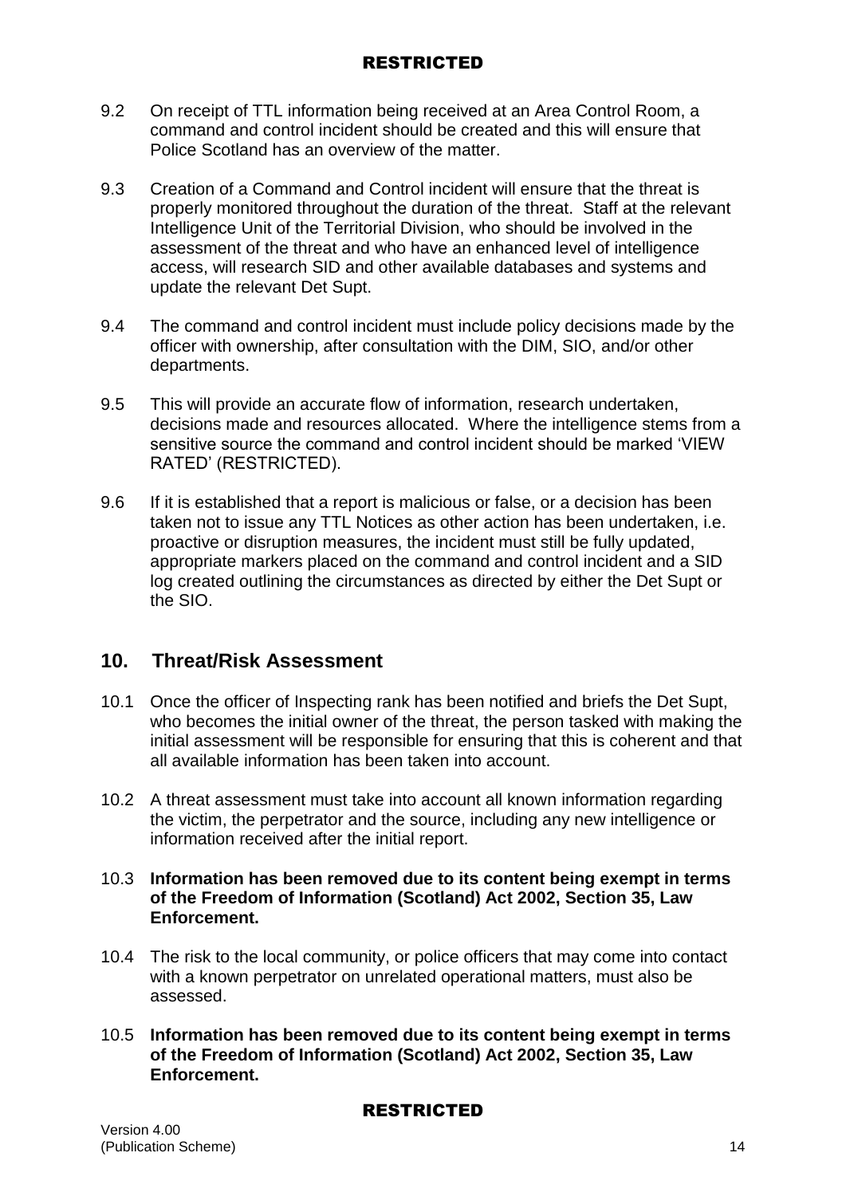9.2 On receipt of TTL information being received at an Area Control Room, a command and control incident should be created and this will ensure that Police Scotland has an overview of the matter.

9.3 Creation of a Command and Control incident will ensure that the threat is properly monitored throughout the duration of the threat. Staff at the relevant Intelligence Unit of the Territorial Division, who should be involved in the assessment of the threat and who have an enhanced level of intelligence access, will research SID and other available databases and systems and update the relevant Det Supt.

9.4 The command and control incident must include policy decisions made by the officer with ownership, after consultation with the DIM, SIO, and/or other departments.

9.5 This will provide an accurate flow of information, research undertaken, decisions made and resources allocated. Where the intelligence stems from a sensitive source the command and control incident should be marked 'VIEW RATED' (RESTRICTED).

9.6 If it is established that a report is malicious or false, or a decision has been taken not to issue any TTL Notices as other action has been undertaken, i.e. proactive or disruption measures, the incident must still be fully updated, appropriate markers placed on the command and control incident and a SID log created outlining the circumstances as directed by either the Det Supt or the SIO.

## 10. Threat/Risk Assessment

10.1 Once the officer of Inspecting rank has been notified and briefs the Det Supt, who becomes the initial owner of the threat, the person tasked with making the initial assessment will be responsible for ensuring that this is coherent and that all available information has been taken into account.

10.2 A threat assessment must take into account all known information regarding the victim, the perpetrator and the source, including any new intelligence or information received after the initial report.

10.3 **Information has been removed due to its content being exempt in terms of the Freedom of Information (Scotland) Act 2002, Section 35, Law Enforcement.**

10.4 The risk to the local community, or police officers that may come into contact with a known perpetrator on unrelated operational matters, must also be assessed.

10.5 **Information has been removed due to its content being exempt in terms of the Freedom of Information (Scotland) Act 2002, Section 35, Law Enforcement.**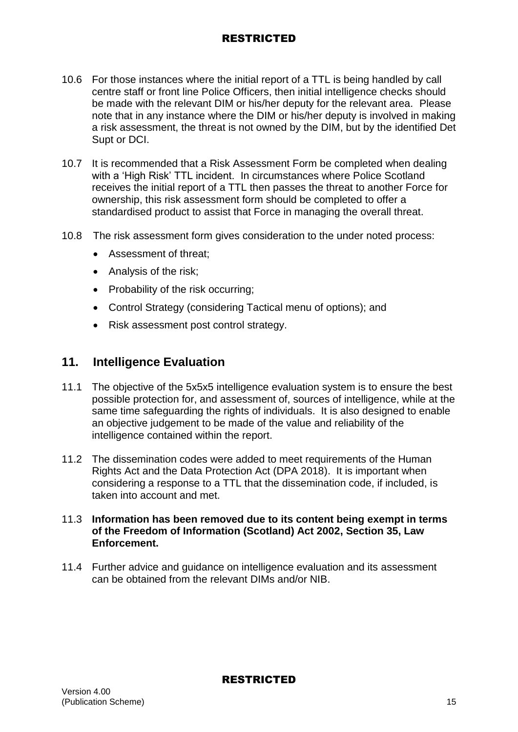10.6 For those instances where the initial report of a TTL is being handled by call centre staff or front line Police Officers, then initial intelligence checks should be made with the relevant DIM or his/her deputy for the relevant area. Please note that in any instance where the DIM or his/her deputy is involved in making a risk assessment, the threat is not owned by the DIM, but by the identified Det Supt or DCI.

10.7 It is recommended that a Risk Assessment Form be completed when dealing with a 'High Risk' TTL incident. In circumstances where Police Scotland receives the initial report of a TTL then passes the threat to another Force for ownership, this risk assessment form should be completed to offer a standardised product to assist that Force in managing the overall threat.

10.8 The risk assessment form gives consideration to the under noted process:

- Assessment of threat;
- Analysis of the risk;
- Probability of the risk occurring;
- Control Strategy (considering Tactical menu of options); and
- Risk assessment post control strategy.

## 11. Intelligence Evaluation

11.1 The objective of the 5x5x5 intelligence evaluation system is to ensure the best possible protection for, and assessment of, sources of intelligence, while at the same time safeguarding the rights of individuals. It is also designed to enable an objective judgement to be made of the value and reliability of the intelligence contained within the report.

11.2 The dissemination codes were added to meet requirements of the Human Rights Act and the Data Protection Act (DPA 2018). It is important when considering a response to a TTL that the dissemination code, if included, is taken into account and met.

11.3 **Information has been removed due to its content being exempt in terms of the Freedom of Information (Scotland) Act 2002, Section 35, Law Enforcement.**

11.4 Further advice and guidance on intelligence evaluation and its assessment can be obtained from the relevant DIMs and/or NIB.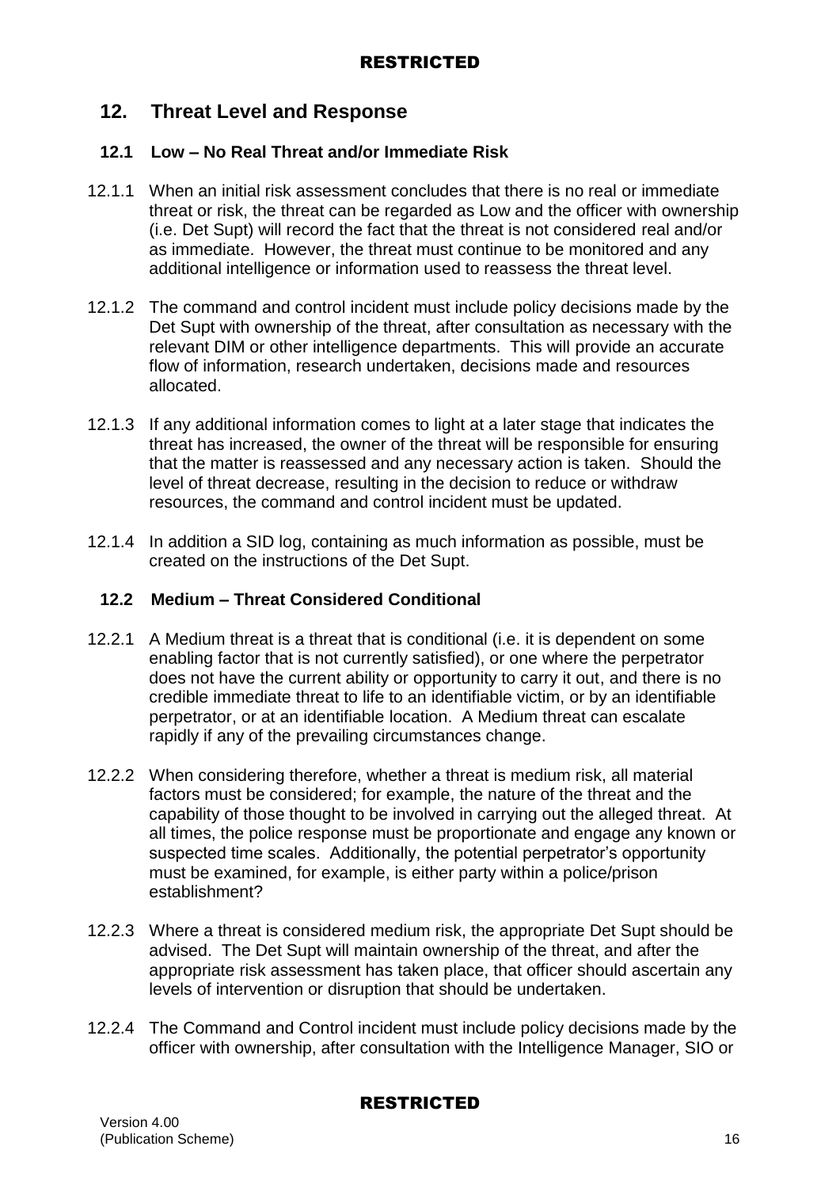## 12. Threat Level and Response

### 12.1 Low – No Real Threat and/or Immediate Risk

12.1.1 When an initial risk assessment concludes that there is no real or immediate threat or risk, the threat can be regarded as Low and the officer with ownership (i.e. Det Supt) will record the fact that the threat is not considered real and/or as immediate. However, the threat must continue to be monitored and any additional intelligence or information used to reassess the threat level.

12.1.2 The command and control incident must include policy decisions made by the Det Supt with ownership of the threat, after consultation as necessary with the relevant DIM or other intelligence departments. This will provide an accurate flow of information, research undertaken, decisions made and resources allocated.

12.1.3 If any additional information comes to light at a later stage that indicates the threat has increased, the owner of the threat will be responsible for ensuring that the matter is reassessed and any necessary action is taken. Should the level of threat decrease, resulting in the decision to reduce or withdraw resources, the command and control incident must be updated.

12.1.4 In addition a SID log, containing as much information as possible, must be created on the instructions of the Det Supt.

### 12.2 Medium – Threat Considered Conditional

12.2.1 A Medium threat is a threat that is conditional (i.e. it is dependent on some enabling factor that is not currently satisfied), or one where the perpetrator does not have the current ability or opportunity to carry it out, and there is no credible immediate threat to life to an identifiable victim, or by an identifiable perpetrator, or at an identifiable location. A Medium threat can escalate rapidly if any of the prevailing circumstances change.

12.2.2 When considering therefore, whether a threat is medium risk, all material factors must be considered; for example, the nature of the threat and the capability of those thought to be involved in carrying out the alleged threat. At all times, the police response must be proportionate and engage any known or suspected time scales. Additionally, the potential perpetrator's opportunity must be examined, for example, is either party within a police/prison establishment?

12.2.3 Where a threat is considered medium risk, the appropriate Det Supt should be advised. The Det Supt will maintain ownership of the threat, and after the appropriate risk assessment has taken place, that officer should ascertain any levels of intervention or disruption that should be undertaken.

12.2.4 The Command and Control incident must include policy decisions made by the officer with ownership, after consultation with the Intelligence Manager, SIO or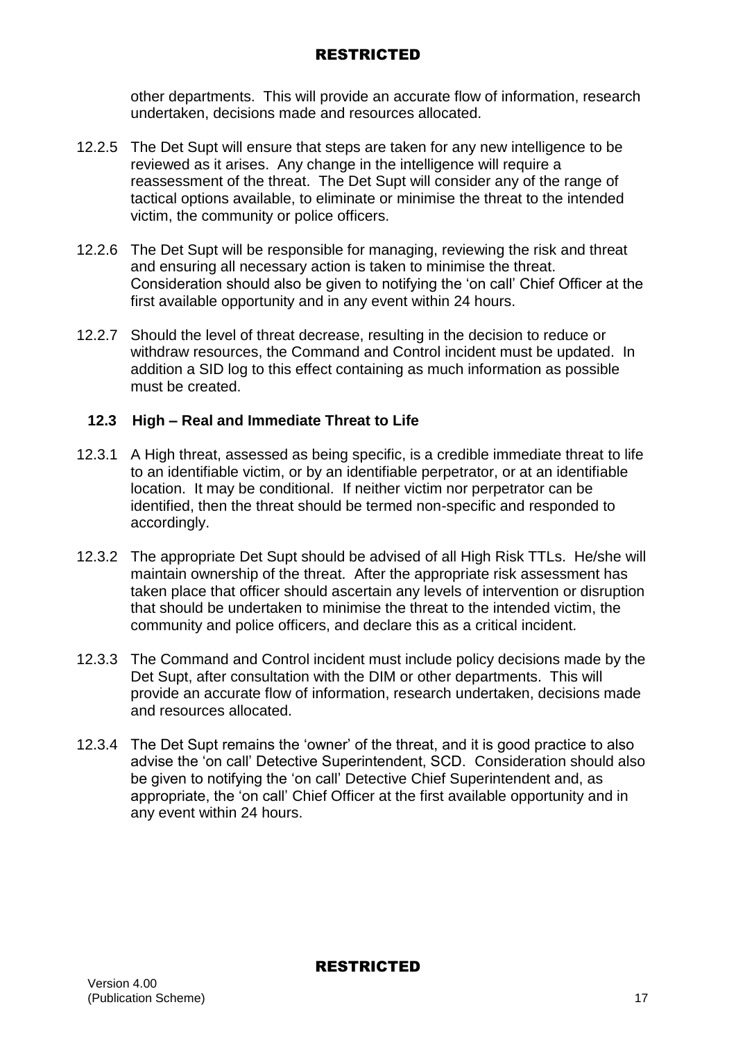other departments. This will provide an accurate flow of information, research undertaken, decisions made and resources allocated.

12.2.5 The Det Supt will ensure that steps are taken for any new intelligence to be reviewed as it arises. Any change in the intelligence will require a reassessment of the threat. The Det Supt will consider any of the range of tactical options available, to eliminate or minimise the threat to the intended victim, the community or police officers.

12.2.6 The Det Supt will be responsible for managing, reviewing the risk and threat and ensuring all necessary action is taken to minimise the threat. Consideration should also be given to notifying the 'on call' Chief Officer at the first available opportunity and in any event within 24 hours.

12.2.7 Should the level of threat decrease, resulting in the decision to reduce or withdraw resources, the Command and Control incident must be updated. In addition a SID log to this effect containing as much information as possible must be created.

### 12.3 High – Real and Immediate Threat to Life

12.3.1 A High threat, assessed as being specific, is a credible immediate threat to life to an identifiable victim, or by an identifiable perpetrator, or at an identifiable location. It may be conditional. If neither victim nor perpetrator can be identified, then the threat should be termed non-specific and responded to accordingly.

12.3.2 The appropriate Det Supt should be advised of all High Risk TTLs. He/she will maintain ownership of the threat. After the appropriate risk assessment has taken place that officer should ascertain any levels of intervention or disruption that should be undertaken to minimise the threat to the intended victim, the community and police officers, and declare this as a critical incident.

12.3.3 The Command and Control incident must include policy decisions made by the Det Supt, after consultation with the DIM or other departments. This will provide an accurate flow of information, research undertaken, decisions made and resources allocated.

12.3.4 The Det Supt remains the 'owner' of the threat, and it is good practice to also advise the 'on call' Detective Superintendent, SCD. Consideration should also be given to notifying the 'on call' Detective Chief Superintendent and, as appropriate, the 'on call' Chief Officer at the first available opportunity and in any event within 24 hours.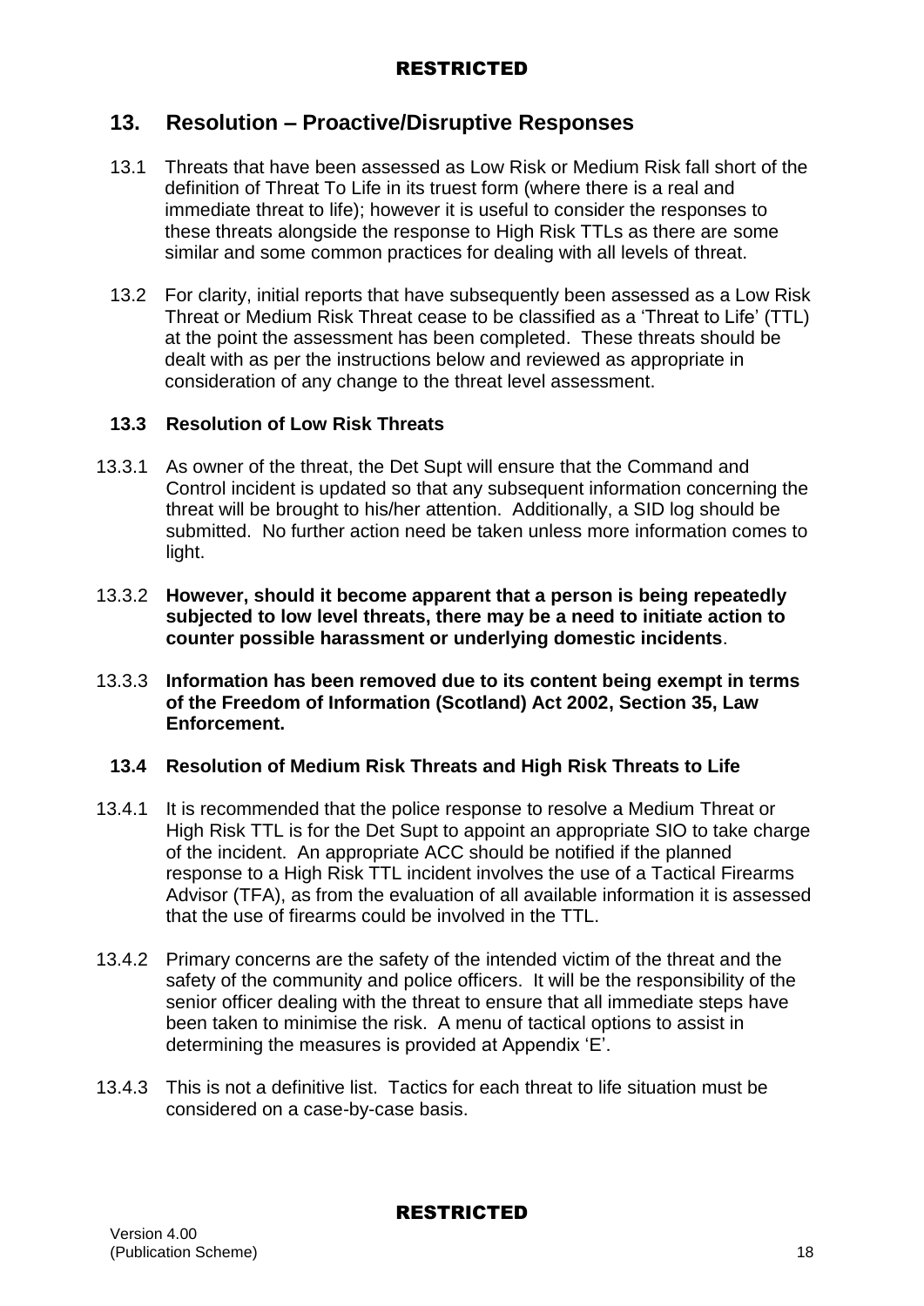## 13. Resolution – Proactive/Disruptive Responses

13.1 Threats that have been assessed as Low Risk or Medium Risk fall short of the definition of Threat To Life in its truest form (where there is a real and immediate threat to life); however it is useful to consider the responses to these threats alongside the response to High Risk TTLs as there are some similar and some common practices for dealing with all levels of threat.

13.2 For clarity, initial reports that have subsequently been assessed as a Low Risk Threat or Medium Risk Threat cease to be classified as a 'Threat to Life' (TTL) at the point the assessment has been completed. These threats should be dealt with as per the instructions below and reviewed as appropriate in consideration of any change to the threat level assessment.

### 13.3 Resolution of Low Risk Threats

13.3.1 As owner of the threat, the Det Supt will ensure that the Command and Control incident is updated so that any subsequent information concerning the threat will be brought to his/her attention. Additionally, a SID log should be submitted. No further action need be taken unless more information comes to light.

13.3.2 **However, should it become apparent that a person is being repeatedly subjected to low level threats, there may be a need to initiate action to counter possible harassment or underlying domestic incidents**.

13.3.3 **Information has been removed due to its content being exempt in terms of the Freedom of Information (Scotland) Act 2002, Section 35, Law Enforcement.**

### 13.4 Resolution of Medium Risk Threats and High Risk Threats to Life

13.4.1 It is recommended that the police response to resolve a Medium Threat or High Risk TTL is for the Det Supt to appoint an appropriate SIO to take charge of the incident. An appropriate ACC should be notified if the planned response to a High Risk TTL incident involves the use of a Tactical Firearms Advisor (TFA), as from the evaluation of all available information it is assessed that the use of firearms could be involved in the TTL.

13.4.2 Primary concerns are the safety of the intended victim of the threat and the safety of the community and police officers. It will be the responsibility of the senior officer dealing with the threat to ensure that all immediate steps have been taken to minimise the risk. A menu of tactical options to assist in determining the measures is provided at Appendix 'E'.

13.4.3 This is not a definitive list. Tactics for each threat to life situation must be considered on a case-by-case basis.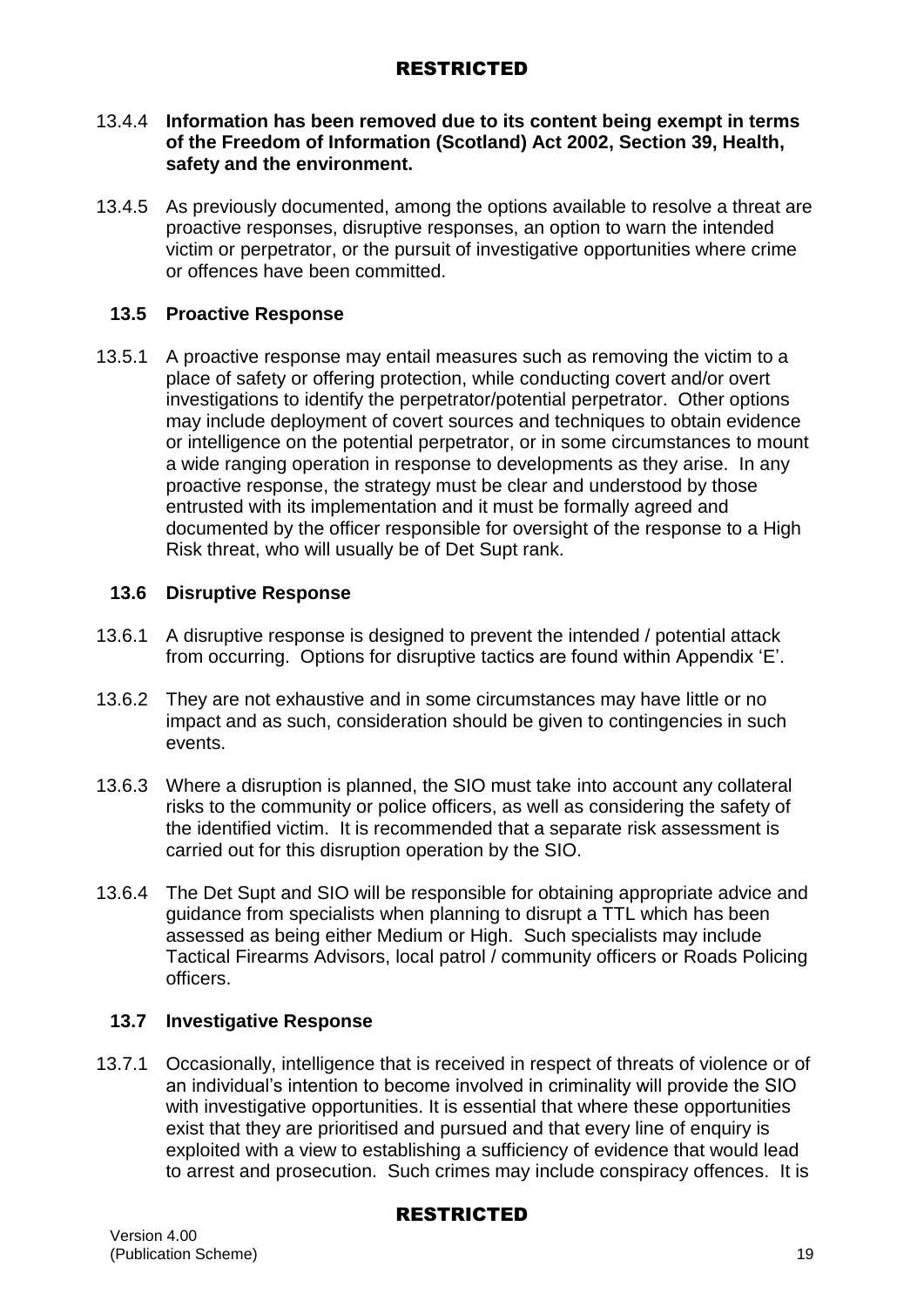13.4.4 **Information has been removed due to its content being exempt in terms of the Freedom of Information (Scotland) Act 2002, Section 39, Health, safety and the environment.**

13.4.5 As previously documented, among the options available to resolve a threat are proactive responses, disruptive responses, an option to warn the intended victim or perpetrator, or the pursuit of investigative opportunities where crime or offences have been committed.

### 13.5 Proactive Response

13.5.1 A proactive response may entail measures such as removing the victim to a place of safety or offering protection, while conducting covert and/or overt investigations to identify the perpetrator/potential perpetrator. Other options may include deployment of covert sources and techniques to obtain evidence or intelligence on the potential perpetrator, or in some circumstances to mount a wide ranging operation in response to developments as they arise. In any proactive response, the strategy must be clear and understood by those entrusted with its implementation and it must be formally agreed and documented by the officer responsible for oversight of the response to a High Risk threat, who will usually be of Det Supt rank.

### 13.6 Disruptive Response

13.6.1 A disruptive response is designed to prevent the intended / potential attack from occurring. Options for disruptive tactics are found within Appendix 'E'.

13.6.2 They are not exhaustive and in some circumstances may have little or no impact and as such, consideration should be given to contingencies in such events.

13.6.3 Where a disruption is planned, the SIO must take into account any collateral risks to the community or police officers, as well as considering the safety of the identified victim. It is recommended that a separate risk assessment is carried out for this disruption operation by the SIO.

13.6.4 The Det Supt and SIO will be responsible for obtaining appropriate advice and guidance from specialists when planning to disrupt a TTL which has been assessed as being either Medium or High. Such specialists may include Tactical Firearms Advisors, local patrol / community officers or Roads Policing officers.

### 13.7 Investigative Response

13.7.1 Occasionally, intelligence that is received in respect of threats of violence or of an individual's intention to become involved in criminality will provide the SIO with investigative opportunities. It is essential that where these opportunities exist that they are prioritised and pursued and that every line of enquiry is exploited with a view to establishing a sufficiency of evidence that would lead to arrest and prosecution. Such crimes may include conspiracy offences. It is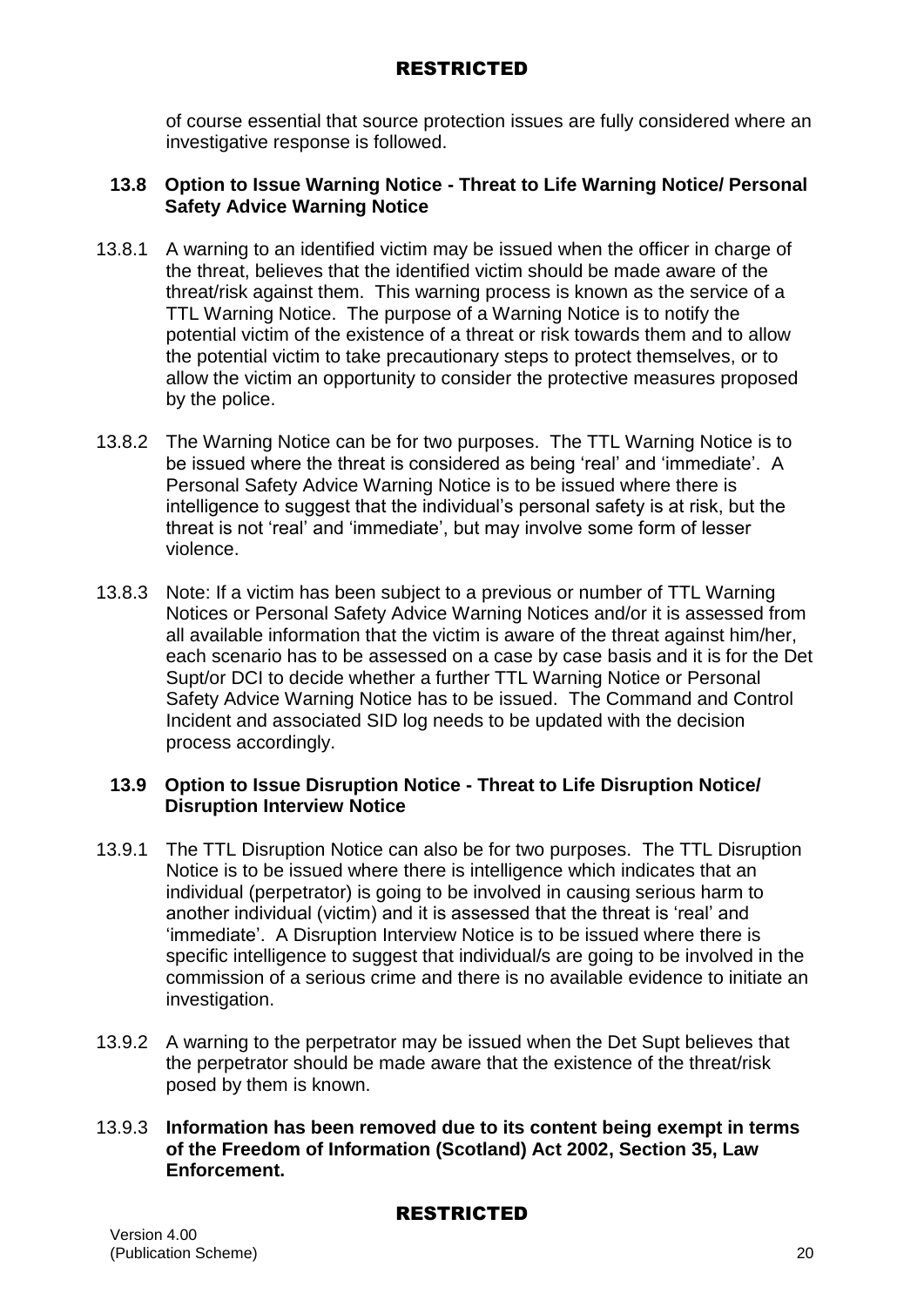of course essential that source protection issues are fully considered where an investigative response is followed.

### 13.8 Option to Issue Warning Notice - Threat to Life Warning Notice/ Personal Safety Advice Warning Notice

13.8.1 A warning to an identified victim may be issued when the officer in charge of the threat, believes that the identified victim should be made aware of the threat/risk against them. This warning process is known as the service of a TTL Warning Notice. The purpose of a Warning Notice is to notify the potential victim of the existence of a threat or risk towards them and to allow the potential victim to take precautionary steps to protect themselves, or to allow the victim an opportunity to consider the protective measures proposed by the police.

13.8.2 The Warning Notice can be for two purposes. The TTL Warning Notice is to be issued where the threat is considered as being 'real' and 'immediate'. A Personal Safety Advice Warning Notice is to be issued where there is intelligence to suggest that the individual's personal safety is at risk, but the threat is not 'real' and 'immediate', but may involve some form of lesser violence.

13.8.3 Note: If a victim has been subject to a previous or number of TTL Warning Notices or Personal Safety Advice Warning Notices and/or it is assessed from all available information that the victim is aware of the threat against him/her, each scenario has to be assessed on a case by case basis and it is for the Det Supt/or DCI to decide whether a further TTL Warning Notice or Personal Safety Advice Warning Notice has to be issued. The Command and Control Incident and associated SID log needs to be updated with the decision process accordingly.

### 13.9 Option to Issue Disruption Notice - Threat to Life Disruption Notice/ Disruption Interview Notice

13.9.1 The TTL Disruption Notice can also be for two purposes. The TTL Disruption Notice is to be issued where there is intelligence which indicates that an individual (perpetrator) is going to be involved in causing serious harm to another individual (victim) and it is assessed that the threat is 'real' and 'immediate'. A Disruption Interview Notice is to be issued where there is specific intelligence to suggest that individual/s are going to be involved in the commission of a serious crime and there is no available evidence to initiate an investigation.

13.9.2 A warning to the perpetrator may be issued when the Det Supt believes that the perpetrator should be made aware that the existence of the threat/risk posed by them is known.

13.9.3 **Information has been removed due to its content being exempt in terms of the Freedom of Information (Scotland) Act 2002, Section 35, Law Enforcement.**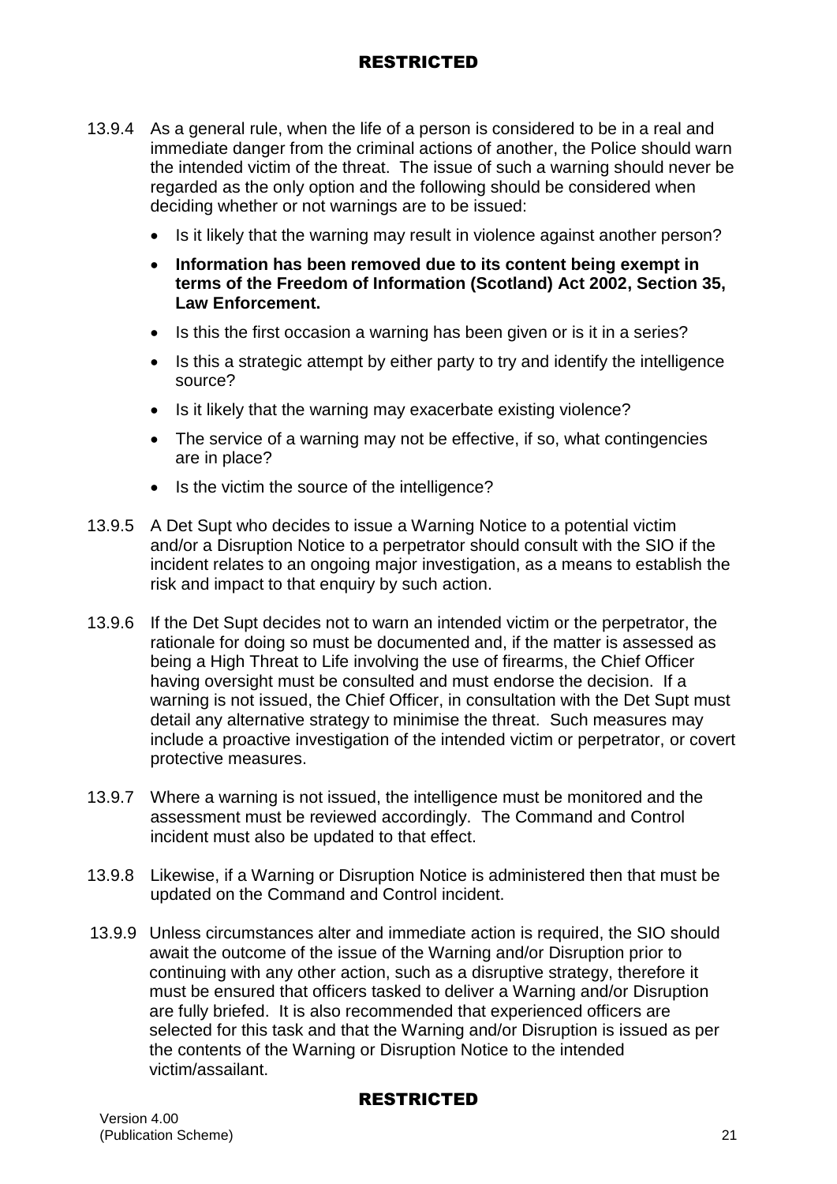13.9.4 As a general rule, when the life of a person is considered to be in a real and immediate danger from the criminal actions of another, the Police should warn the intended victim of the threat. The issue of such a warning should never be regarded as the only option and the following should be considered when deciding whether or not warnings are to be issued:

- Is it likely that the warning may result in violence against another person?
- **Information has been removed due to its content being exempt in terms of the Freedom of Information (Scotland) Act 2002, Section 35, Law Enforcement.**
- Is this the first occasion a warning has been given or is it in a series?
- Is this a strategic attempt by either party to try and identify the intelligence source?
- Is it likely that the warning may exacerbate existing violence?
- The service of a warning may not be effective, if so, what contingencies are in place?
- Is the victim the source of the intelligence?

13.9.5 A Det Supt who decides to issue a Warning Notice to a potential victim and/or a Disruption Notice to a perpetrator should consult with the SIO if the incident relates to an ongoing major investigation, as a means to establish the risk and impact to that enquiry by such action.

13.9.6 If the Det Supt decides not to warn an intended victim or the perpetrator, the rationale for doing so must be documented and, if the matter is assessed as being a High Threat to Life involving the use of firearms, the Chief Officer having oversight must be consulted and must endorse the decision. If a warning is not issued, the Chief Officer, in consultation with the Det Supt must detail any alternative strategy to minimise the threat. Such measures may include a proactive investigation of the intended victim or perpetrator, or covert protective measures.

13.9.7 Where a warning is not issued, the intelligence must be monitored and the assessment must be reviewed accordingly. The Command and Control incident must also be updated to that effect.

13.9.8 Likewise, if a Warning or Disruption Notice is administered then that must be updated on the Command and Control incident.

13.9.9 Unless circumstances alter and immediate action is required, the SIO should await the outcome of the issue of the Warning and/or Disruption prior to continuing with any other action, such as a disruptive strategy, therefore it must be ensured that officers tasked to deliver a Warning and/or Disruption are fully briefed. It is also recommended that experienced officers are selected for this task and that the Warning and/or Disruption is issued as per the contents of the Warning or Disruption Notice to the intended victim/assailant.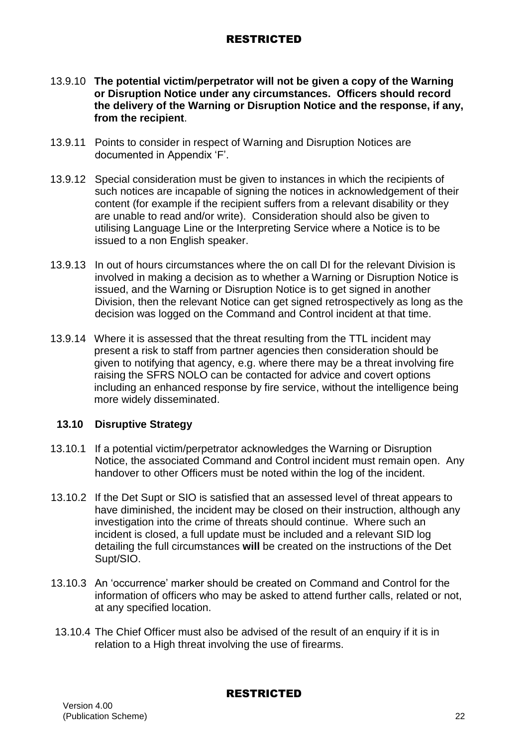13.9.10 **The potential victim/perpetrator will not be given a copy of the Warning or Disruption Notice under any circumstances. Officers should record the delivery of the Warning or Disruption Notice and the response, if any, from the recipient**.

13.9.11 Points to consider in respect of Warning and Disruption Notices are documented in Appendix 'F'.

13.9.12 Special consideration must be given to instances in which the recipients of such notices are incapable of signing the notices in acknowledgement of their content (for example if the recipient suffers from a relevant disability or they are unable to read and/or write). Consideration should also be given to utilising Language Line or the Interpreting Service where a Notice is to be issued to a non English speaker.

13.9.13 In out of hours circumstances where the on call DI for the relevant Division is involved in making a decision as to whether a Warning or Disruption Notice is issued, and the Warning or Disruption Notice is to get signed in another Division, then the relevant Notice can get signed retrospectively as long as the decision was logged on the Command and Control incident at that time.

13.9.14 Where it is assessed that the threat resulting from the TTL incident may present a risk to staff from partner agencies then consideration should be given to notifying that agency, e.g. where there may be a threat involving fire raising the SFRS NOLO can be contacted for advice and covert options including an enhanced response by fire service, without the intelligence being more widely disseminated.

### 13.10 Disruptive Strategy

13.10.1 If a potential victim/perpetrator acknowledges the Warning or Disruption Notice, the associated Command and Control incident must remain open. Any handover to other Officers must be noted within the log of the incident.

13.10.2 If the Det Supt or SIO is satisfied that an assessed level of threat appears to have diminished, the incident may be closed on their instruction, although any investigation into the crime of threats should continue. Where such an incident is closed, a full update must be included and a relevant SID log detailing the full circumstances **will** be created on the instructions of the Det Supt/SIO.

13.10.3 An 'occurrence' marker should be created on Command and Control for the information of officers who may be asked to attend further calls, related or not, at any specified location.

13.10.4 The Chief Officer must also be advised of the result of an enquiry if it is in relation to a High threat involving the use of firearms.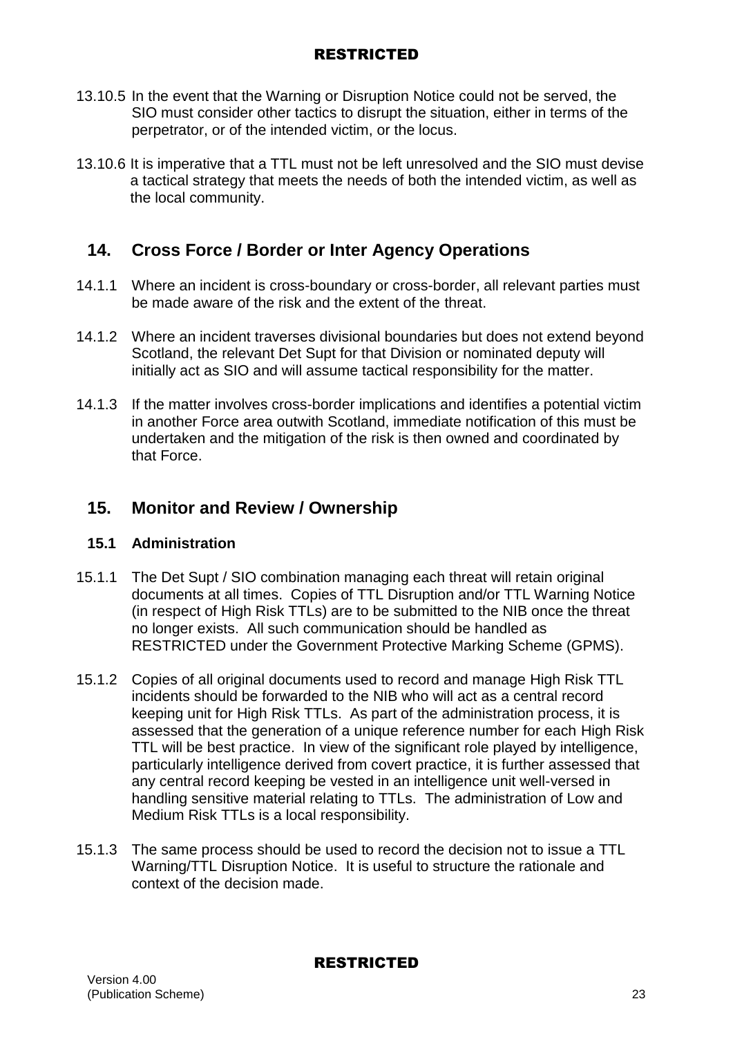13.10.5 In the event that the Warning or Disruption Notice could not be served, the SIO must consider other tactics to disrupt the situation, either in terms of the perpetrator, or of the intended victim, or the locus.

13.10.6 It is imperative that a TTL must not be left unresolved and the SIO must devise a tactical strategy that meets the needs of both the intended victim, as well as the local community.

## 14. Cross Force / Border or Inter Agency Operations

14.1.1 Where an incident is cross-boundary or cross-border, all relevant parties must be made aware of the risk and the extent of the threat.

14.1.2 Where an incident traverses divisional boundaries but does not extend beyond Scotland, the relevant Det Supt for that Division or nominated deputy will initially act as SIO and will assume tactical responsibility for the matter.

14.1.3 If the matter involves cross-border implications and identifies a potential victim in another Force area outwith Scotland, immediate notification of this must be undertaken and the mitigation of the risk is then owned and coordinated by that Force.

## 15. Monitor and Review / Ownership

### 15.1 Administration

15.1.1 The Det Supt / SIO combination managing each threat will retain original documents at all times. Copies of TTL Disruption and/or TTL Warning Notice (in respect of High Risk TTLs) are to be submitted to the NIB once the threat no longer exists. All such communication should be handled as RESTRICTED under the Government Protective Marking Scheme (GPMS).

15.1.2 Copies of all original documents used to record and manage High Risk TTL incidents should be forwarded to the NIB who will act as a central record keeping unit for High Risk TTLs. As part of the administration process, it is assessed that the generation of a unique reference number for each High Risk TTL will be best practice. In view of the significant role played by intelligence, particularly intelligence derived from covert practice, it is further assessed that any central record keeping be vested in an intelligence unit well-versed in handling sensitive material relating to TTLs. The administration of Low and Medium Risk TTLs is a local responsibility.

15.1.3 The same process should be used to record the decision not to issue a TTL Warning/TTL Disruption Notice. It is useful to structure the rationale and context of the decision made.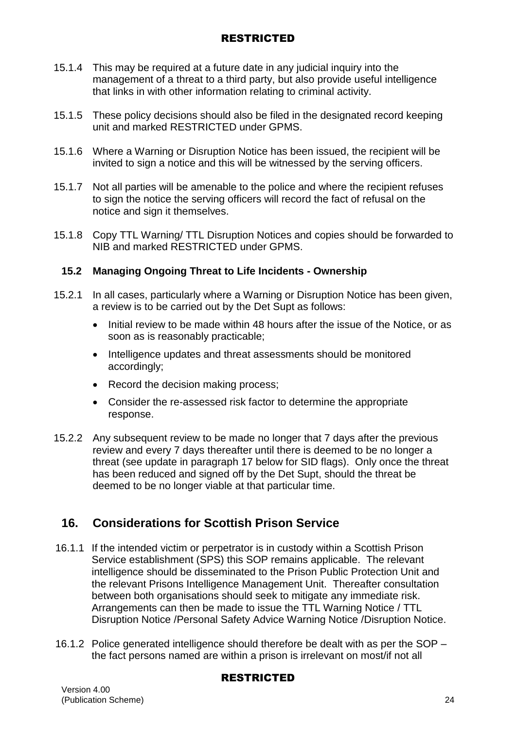15.1.4 This may be required at a future date in any judicial inquiry into the management of a threat to a third party, but also provide useful intelligence that links in with other information relating to criminal activity.

15.1.5 These policy decisions should also be filed in the designated record keeping unit and marked RESTRICTED under GPMS.

15.1.6 Where a Warning or Disruption Notice has been issued, the recipient will be invited to sign a notice and this will be witnessed by the serving officers.

15.1.7 Not all parties will be amenable to the police and where the recipient refuses to sign the notice the serving officers will record the fact of refusal on the notice and sign it themselves.

15.1.8 Copy TTL Warning/ TTL Disruption Notices and copies should be forwarded to NIB and marked RESTRICTED under GPMS.

### 15.2 Managing Ongoing Threat to Life Incidents - Ownership

15.2.1 In all cases, particularly where a Warning or Disruption Notice has been given, a review is to be carried out by the Det Supt as follows:

- Initial review to be made within 48 hours after the issue of the Notice, or as soon as is reasonably practicable;
- Intelligence updates and threat assessments should be monitored accordingly;
- Record the decision making process;
- Consider the re-assessed risk factor to determine the appropriate response.

15.2.2 Any subsequent review to be made no longer that 7 days after the previous review and every 7 days thereafter until there is deemed to be no longer a threat (see update in paragraph 17 below for SID flags). Only once the threat has been reduced and signed off by the Det Supt, should the threat be deemed to be no longer viable at that particular time.

## 16. Considerations for Scottish Prison Service

16.1.1 If the intended victim or perpetrator is in custody within a Scottish Prison Service establishment (SPS) this SOP remains applicable. The relevant intelligence should be disseminated to the Prison Public Protection Unit and the relevant Prisons Intelligence Management Unit. Thereafter consultation between both organisations should seek to mitigate any immediate risk. Arrangements can then be made to issue the TTL Warning Notice / TTL Disruption Notice /Personal Safety Advice Warning Notice /Disruption Notice.

16.1.2 Police generated intelligence should therefore be dealt with as per the SOP – the fact persons named are within a prison is irrelevant on most/if not all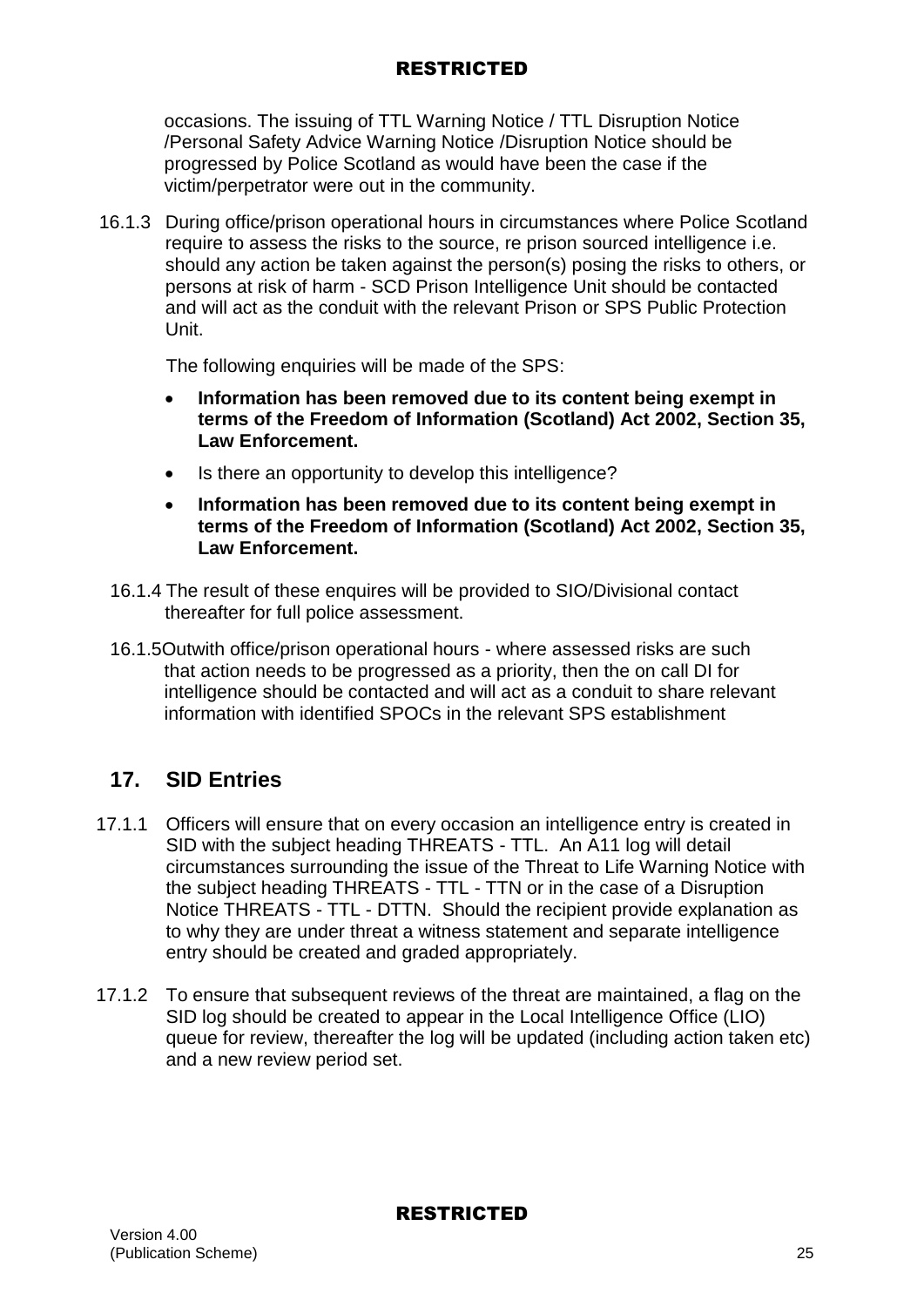occasions. The issuing of TTL Warning Notice / TTL Disruption Notice /Personal Safety Advice Warning Notice /Disruption Notice should be progressed by Police Scotland as would have been the case if the victim/perpetrator were out in the community.

16.1.3 During office/prison operational hours in circumstances where Police Scotland require to assess the risks to the source, re prison sourced intelligence i.e. should any action be taken against the person(s) posing the risks to others, or persons at risk of harm - SCD Prison Intelligence Unit should be contacted and will act as the conduit with the relevant Prison or SPS Public Protection Unit.

The following enquiries will be made of the SPS:

- **Information has been removed due to its content being exempt in terms of the Freedom of Information (Scotland) Act 2002, Section 35, Law Enforcement.**
- Is there an opportunity to develop this intelligence?
- **Information has been removed due to its content being exempt in terms of the Freedom of Information (Scotland) Act 2002, Section 35, Law Enforcement.**

16.1.4 The result of these enquires will be provided to SIO/Divisional contact thereafter for full police assessment.

16.1.5Outwith office/prison operational hours - where assessed risks are such that action needs to be progressed as a priority, then the on call DI for intelligence should be contacted and will act as a conduit to share relevant information with identified SPOCs in the relevant SPS establishment

## 17. SID Entries

17.1.1 Officers will ensure that on every occasion an intelligence entry is created in SID with the subject heading THREATS - TTL. An A11 log will detail circumstances surrounding the issue of the Threat to Life Warning Notice with the subject heading THREATS - TTL - TTN or in the case of a Disruption Notice THREATS - TTL - DTTN. Should the recipient provide explanation as to why they are under threat a witness statement and separate intelligence entry should be created and graded appropriately.

17.1.2 To ensure that subsequent reviews of the threat are maintained, a flag on the SID log should be created to appear in the Local Intelligence Office (LIO) queue for review, thereafter the log will be updated (including action taken etc) and a new review period set.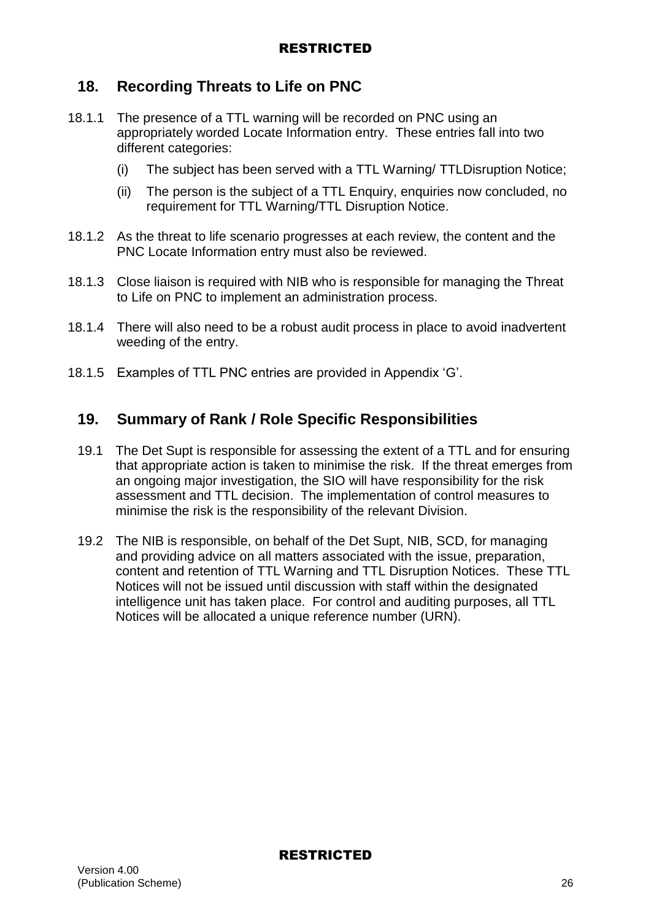## 18. Recording Threats to Life on PNC

18.1.1 The presence of a TTL warning will be recorded on PNC using an appropriately worded Locate Information entry. These entries fall into two different categories:

(i) The subject has been served with a TTL Warning/ TTLDisruption Notice;

(ii) The person is the subject of a TTL Enquiry, enquiries now concluded, no requirement for TTL Warning/TTL Disruption Notice.

18.1.2 As the threat to life scenario progresses at each review, the content and the PNC Locate Information entry must also be reviewed.

18.1.3 Close liaison is required with NIB who is responsible for managing the Threat to Life on PNC to implement an administration process.

18.1.4 There will also need to be a robust audit process in place to avoid inadvertent weeding of the entry.

18.1.5 Examples of TTL PNC entries are provided in Appendix 'G'.

## 19. Summary of Rank / Role Specific Responsibilities

19.1 The Det Supt is responsible for assessing the extent of a TTL and for ensuring that appropriate action is taken to minimise the risk. If the threat emerges from an ongoing major investigation, the SIO will have responsibility for the risk assessment and TTL decision. The implementation of control measures to minimise the risk is the responsibility of the relevant Division.

19.2 The NIB is responsible, on behalf of the Det Supt, NIB, SCD, for managing and providing advice on all matters associated with the issue, preparation, content and retention of TTL Warning and TTL Disruption Notices. These TTL Notices will not be issued until discussion with staff within the designated intelligence unit has taken place. For control and auditing purposes, all TTL Notices will be allocated a unique reference number (URN).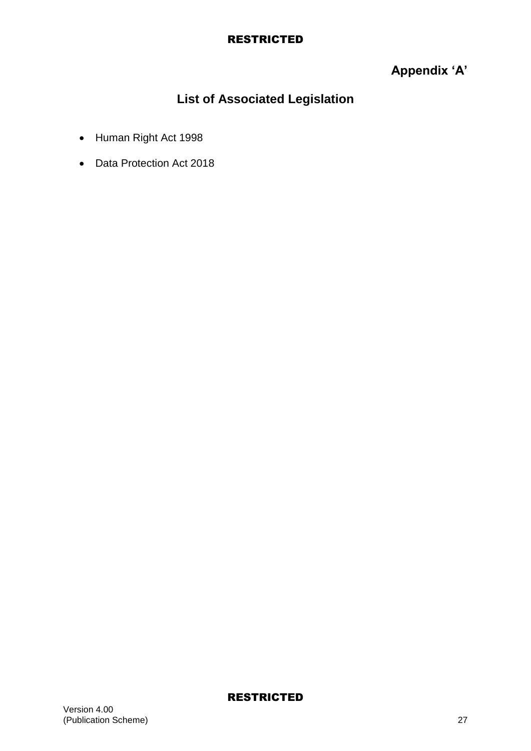**Appendix 'A'**

## List of Associated Legislation

- Human Right Act 1998
- Data Protection Act 2018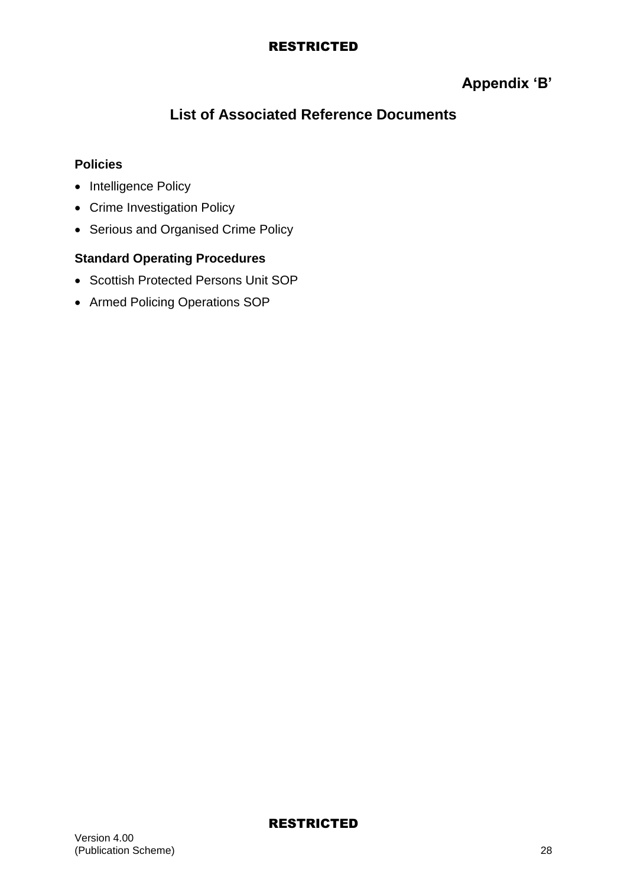**Appendix 'B'**

## List of Associated Reference Documents

**Policies**

- Intelligence Policy
- Crime Investigation Policy
- Serious and Organised Crime Policy

**Standard Operating Procedures**

- Scottish Protected Persons Unit SOP
- Armed Policing Operations SOP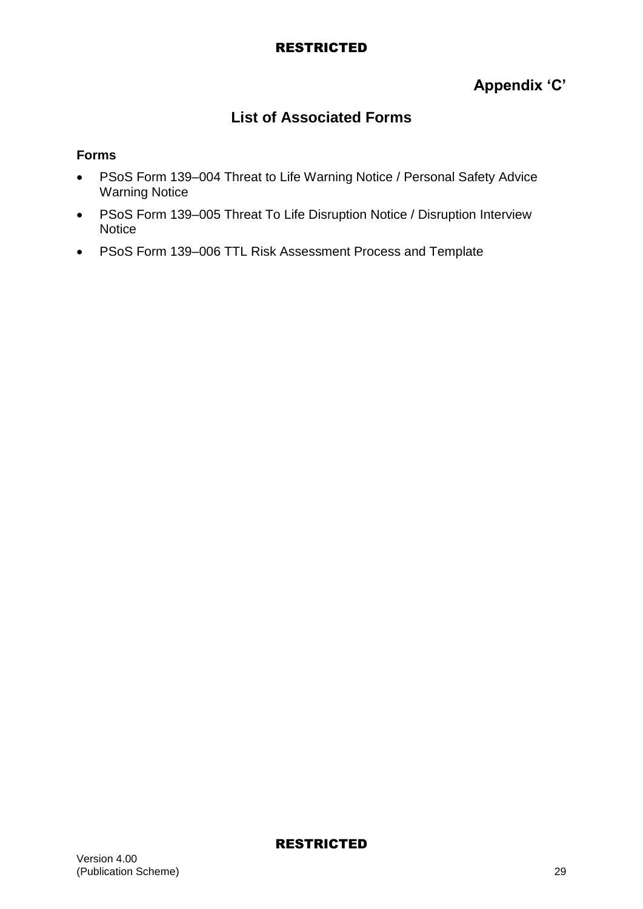**Appendix 'C'**

## List of Associated Forms

**Forms**

- PSoS Form 139–004 Threat to Life Warning Notice / Personal Safety Advice Warning Notice
- PSoS Form 139–005 Threat To Life Disruption Notice / Disruption Interview Notice
- PSoS Form 139–006 TTL Risk Assessment Process and Template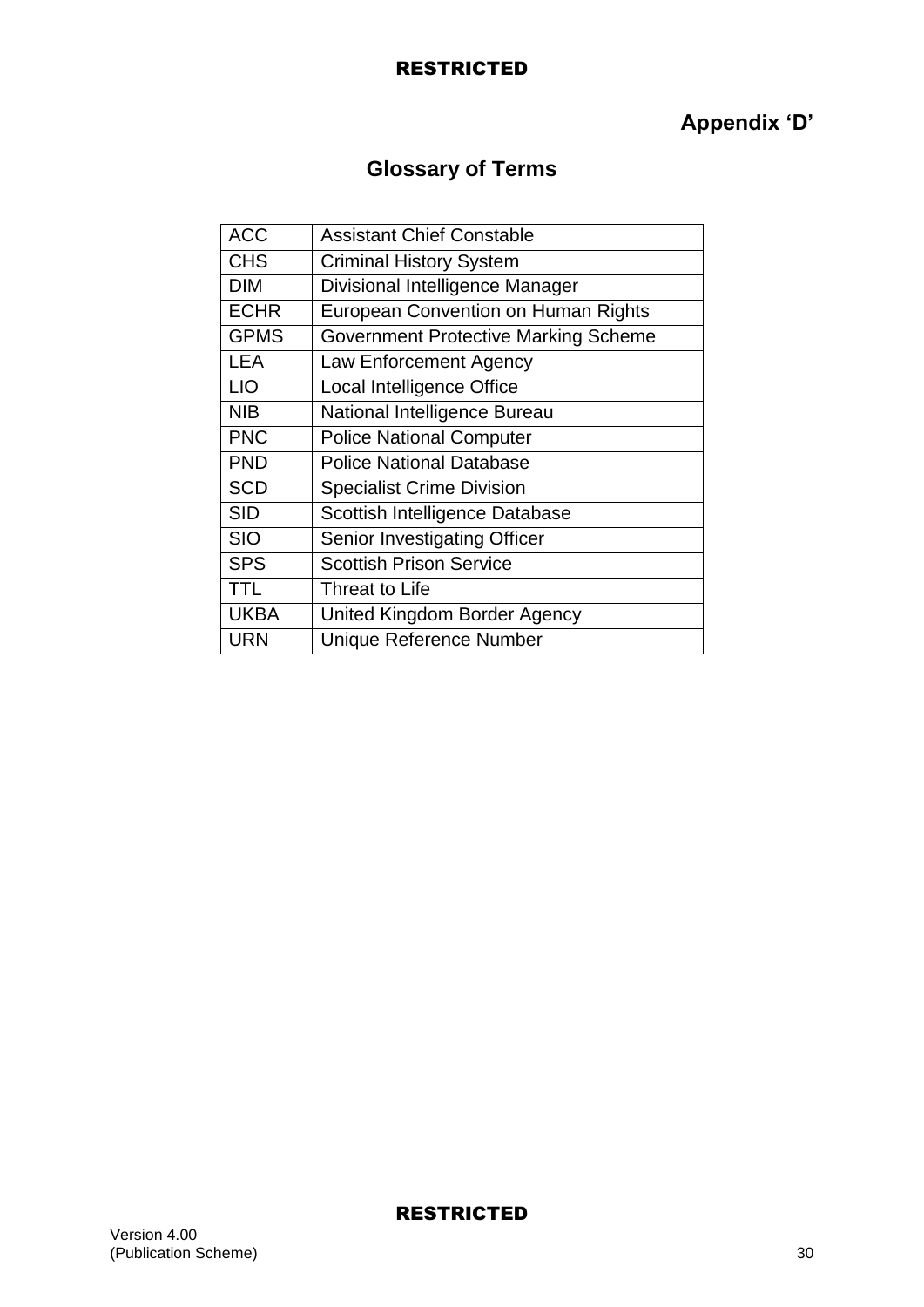## Appendix 'D'

# Glossary of Terms

| | |
|---|---|
| ACC | Assistant Chief Constable |
| CHS | Criminal History System |
| DIM | Divisional Intelligence Manager |
| ECHR | European Convention on Human Rights |
| GPMS | Government Protective Marking Scheme |
| LEA | Law Enforcement Agency |
| LIO | Local Intelligence Office |
| NIB | National Intelligence Bureau |
| PNC | Police National Computer |
| PND | Police National Database |
| SCD | Specialist Crime Division |
| SID | Scottish Intelligence Database |
| SIO | Senior Investigating Officer |
| SPS | Scottish Prison Service |
| TTL | Threat to Life |
| UKBA | United Kingdom Border Agency |
| URN | Unique Reference Number |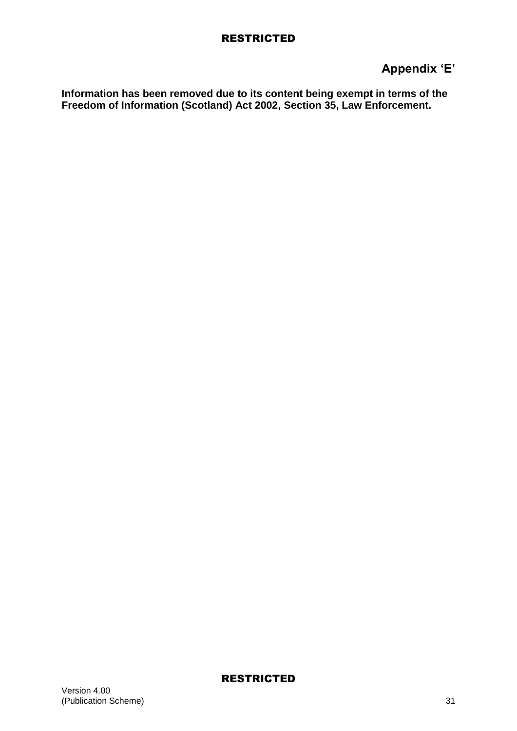## Appendix 'E'

**Information has been removed due to its content being exempt in terms of the Freedom of Information (Scotland) Act 2002, Section 35, Law Enforcement.**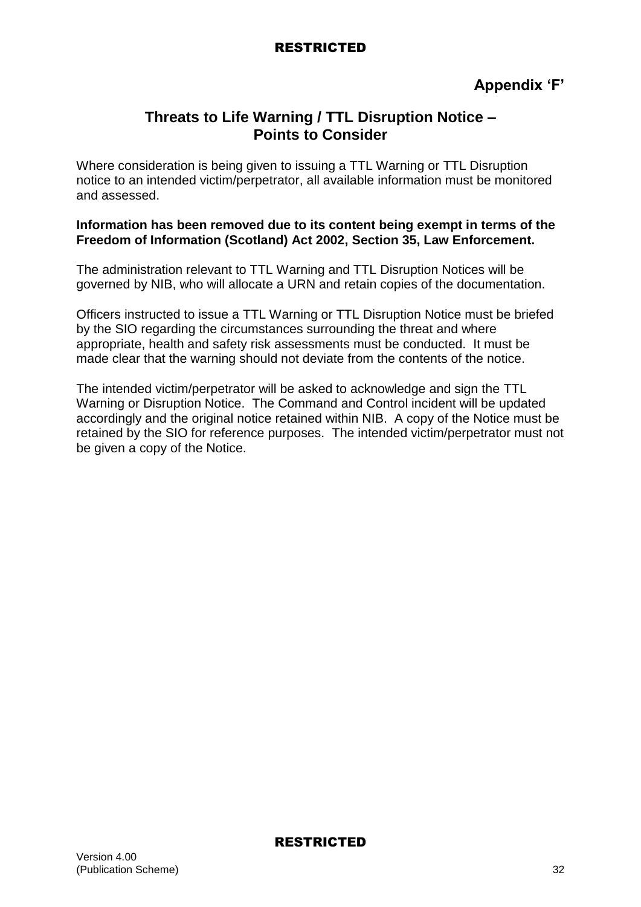**Appendix 'F'**

## Threats to Life Warning / TTL Disruption Notice – Points to Consider

Where consideration is being given to issuing a TTL Warning or TTL Disruption notice to an intended victim/perpetrator, all available information must be monitored and assessed.

**Information has been removed due to its content being exempt in terms of the Freedom of Information (Scotland) Act 2002, Section 35, Law Enforcement.**

The administration relevant to TTL Warning and TTL Disruption Notices will be governed by NIB, who will allocate a URN and retain copies of the documentation.

Officers instructed to issue a TTL Warning or TTL Disruption Notice must be briefed by the SIO regarding the circumstances surrounding the threat and where appropriate, health and safety risk assessments must be conducted. It must be made clear that the warning should not deviate from the contents of the notice.

The intended victim/perpetrator will be asked to acknowledge and sign the TTL Warning or Disruption Notice. The Command and Control incident will be updated accordingly and the original notice retained within NIB. A copy of the Notice must be retained by the SIO for reference purposes. The intended victim/perpetrator must not be given a copy of the Notice.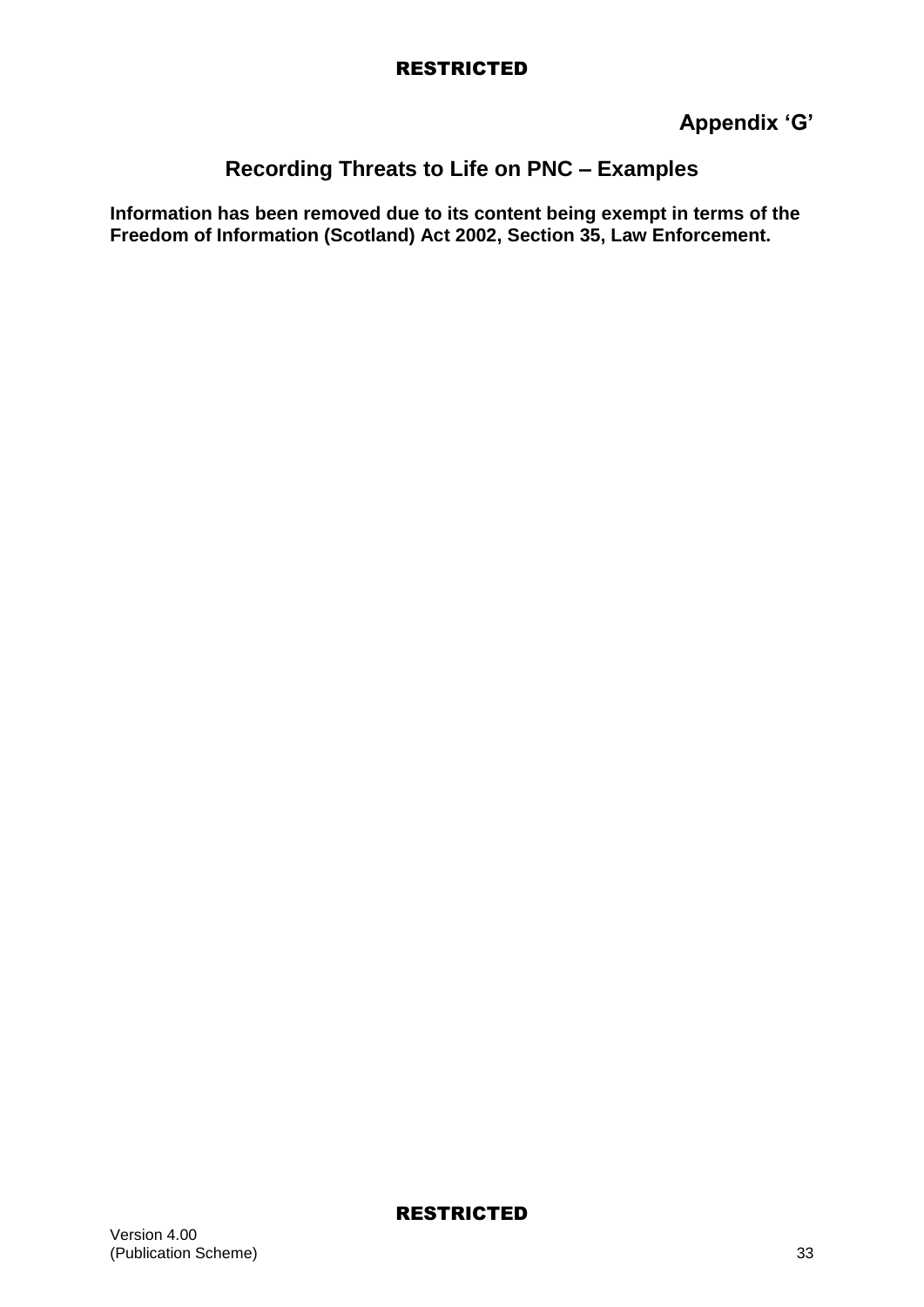**Appendix 'G'**

## Recording Threats to Life on PNC – Examples

**Information has been removed due to its content being exempt in terms of the Freedom of Information (Scotland) Act 2002, Section 35, Law Enforcement.**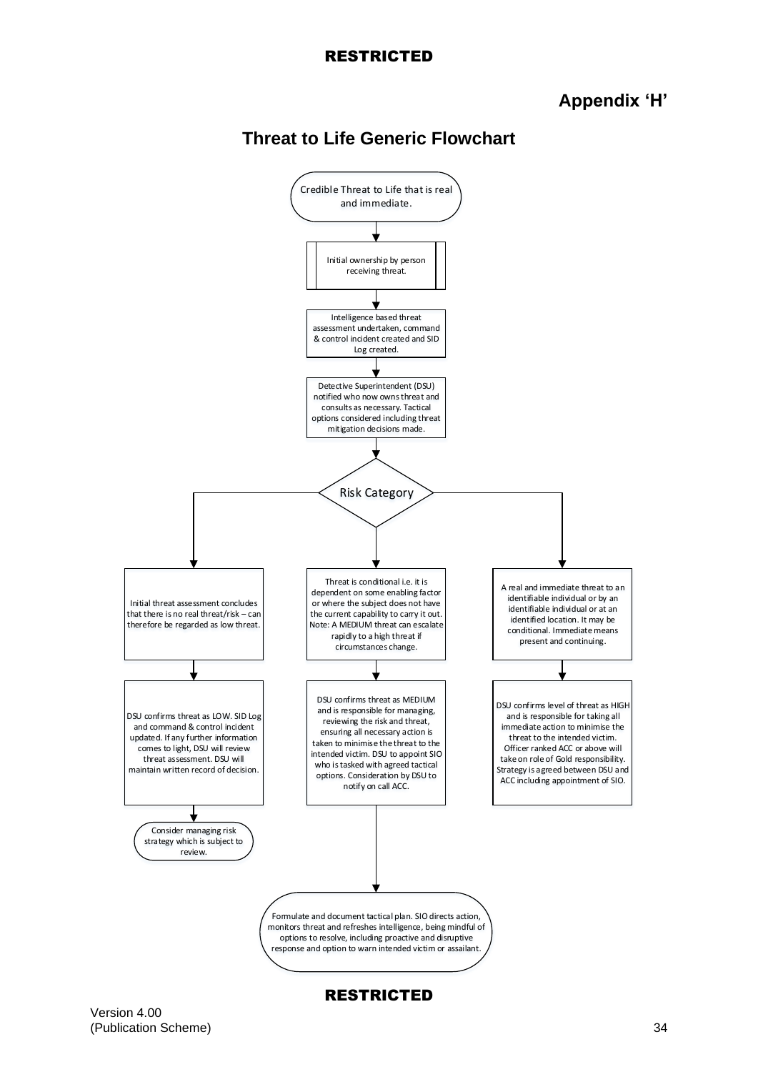## Appendix 'H'

# Threat to Life Generic Flowchart

Credible Threat to Life that is real and immediate.

↓

Initial ownership by person receiving threat.

↓

Intelligence based threat assessment undertaken, command & control incident created and SID Log created.

↓

Detective Superintendent (DSU) notified who now owns threat and consults as necessary. Tactical options considered including threat mitigation decisions made.

↓

**Risk Category**

**Low:**

Initial threat assessment concludes that there is no real threat/risk – can therefore be regarded as low threat.

↓

DSU confirms threat as LOW. SID Log and command & control incident updated. If any further information comes to light, DSU will review threat assessment. DSU will maintain written record of decision.

↓

Consider managing risk strategy which is subject to review.

**Medium:**

Threat is conditional i.e. it is dependent on some enabling factor or where the subject does not have the current capability to carry it out. Note: A MEDIUM threat can escalate rapidly to a high threat if circumstances change.

↓

DSU confirms threat as MEDIUM and is responsible for managing, reviewing the risk and threat, ensuring all necessary action is taken to minimise the threat to the intended victim. DSU to appoint SIO who is tasked with agreed tactical options. Consideration by DSU to notify on call ACC.

↓

Formulate and document tactical plan. SIO directs action, monitors threat and refreshes intelligence, being mindful of options to resolve, including proactive and disruptive response and option to warn intended victim or assailant.

**High:**

A real and immediate threat to an identifiable individual or by an identifiable individual or at an identified location. It may be conditional. Immediate means present and continuing.

↓

DSU confirms level of threat as HIGH and is responsible for taking all immediate action to minimise the threat to the intended victim. Officer ranked ACC or above will take on role of Gold responsibility. Strategy is agreed between DSU and ACC including appointment of SIO.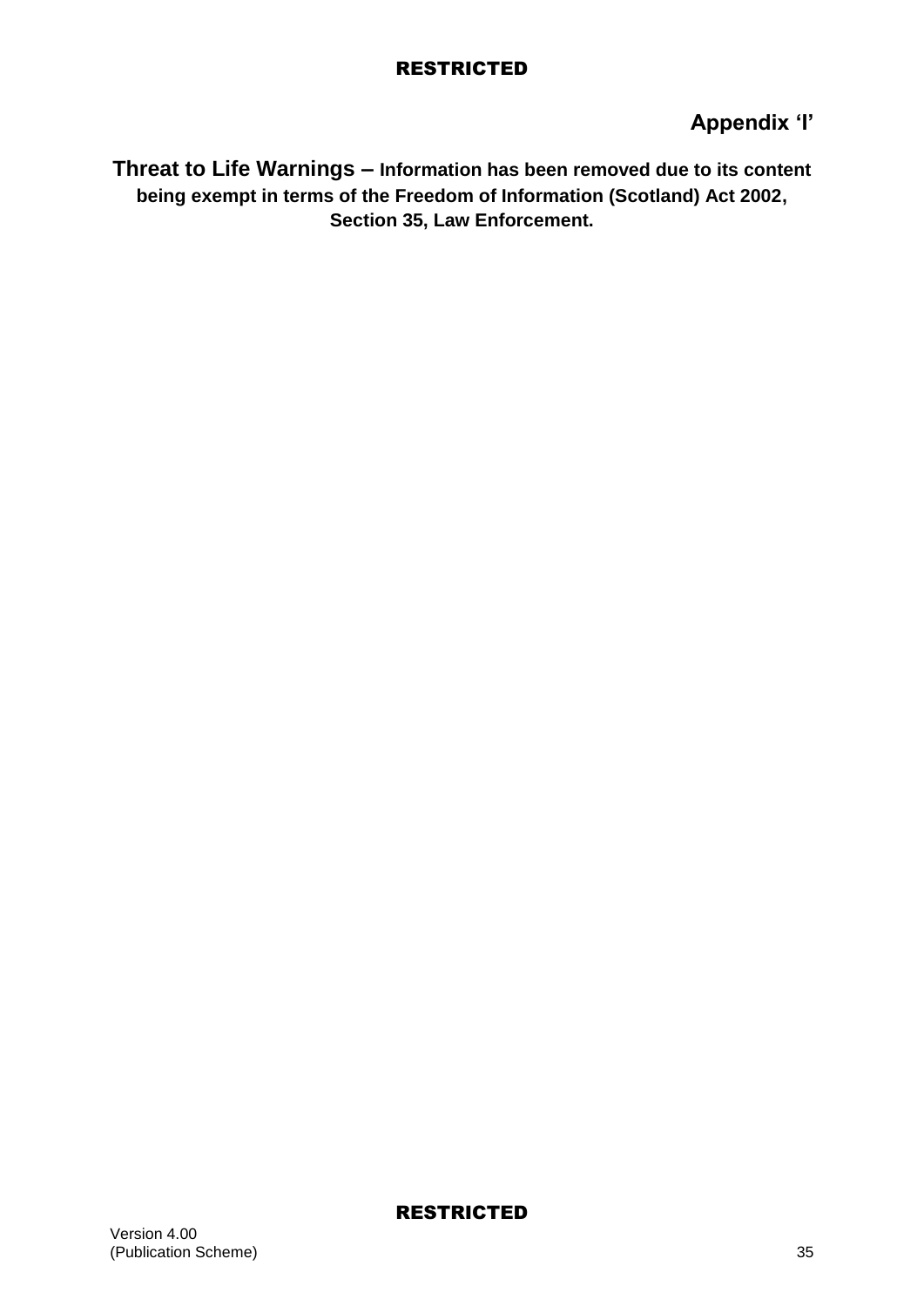## Appendix 'I'

**Threat to Life Warnings – Information has been removed due to its content being exempt in terms of the Freedom of Information (Scotland) Act 2002, Section 35, Law Enforcement.**